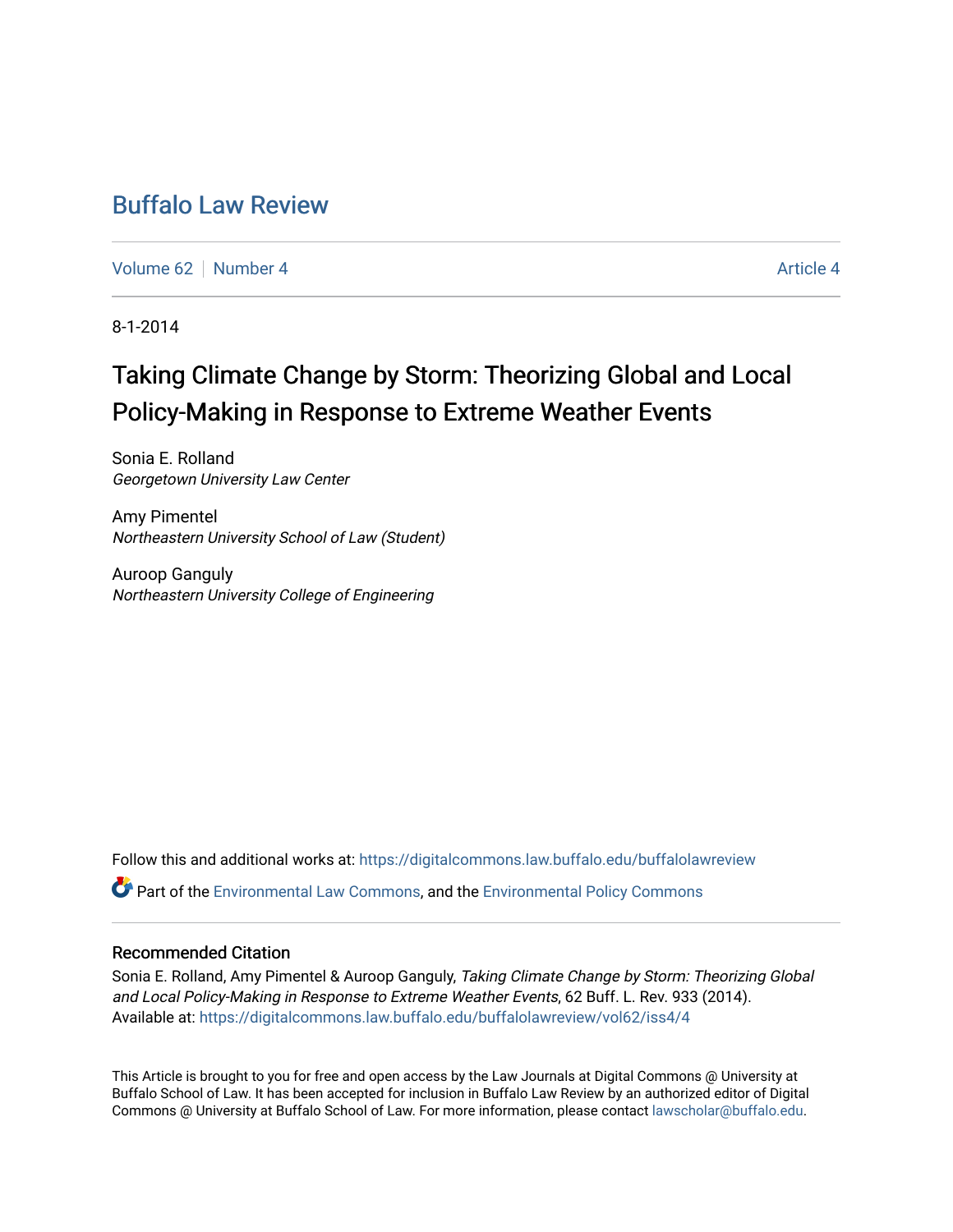# Buffalo Law Review

Volume 62 | Number 4 — Article 4

8-1-2014

## Taking Climate Change by Storm: Theorizing Global and Local Policy-Making in Response to Extreme Weather Events

Sonia E. Rolland
*Georgetown University Law Center*

Amy Pimentel
*Northeastern University School of Law (Student)*

Auroop Ganguly
*Northeastern University College of Engineering*

Follow this and additional works at: https://digitalcommons.law.buffalo.edu/buffalolawreview

Part of the Environmental Law Commons, and the Environmental Policy Commons

### Recommended Citation

Sonia E. Rolland, Amy Pimentel & Auroop Ganguly, *Taking Climate Change by Storm: Theorizing Global and Local Policy-Making in Response to Extreme Weather Events*, 62 Buff. L. Rev. 933 (2014).
Available at: https://digitalcommons.law.buffalo.edu/buffalolawreview/vol62/iss4/4

This Article is brought to you for free and open access by the Law Journals at Digital Commons @ University at Buffalo School of Law. It has been accepted for inclusion in Buffalo Law Review by an authorized editor of Digital Commons @ University at Buffalo School of Law. For more information, please contact lawscholar@buffalo.edu.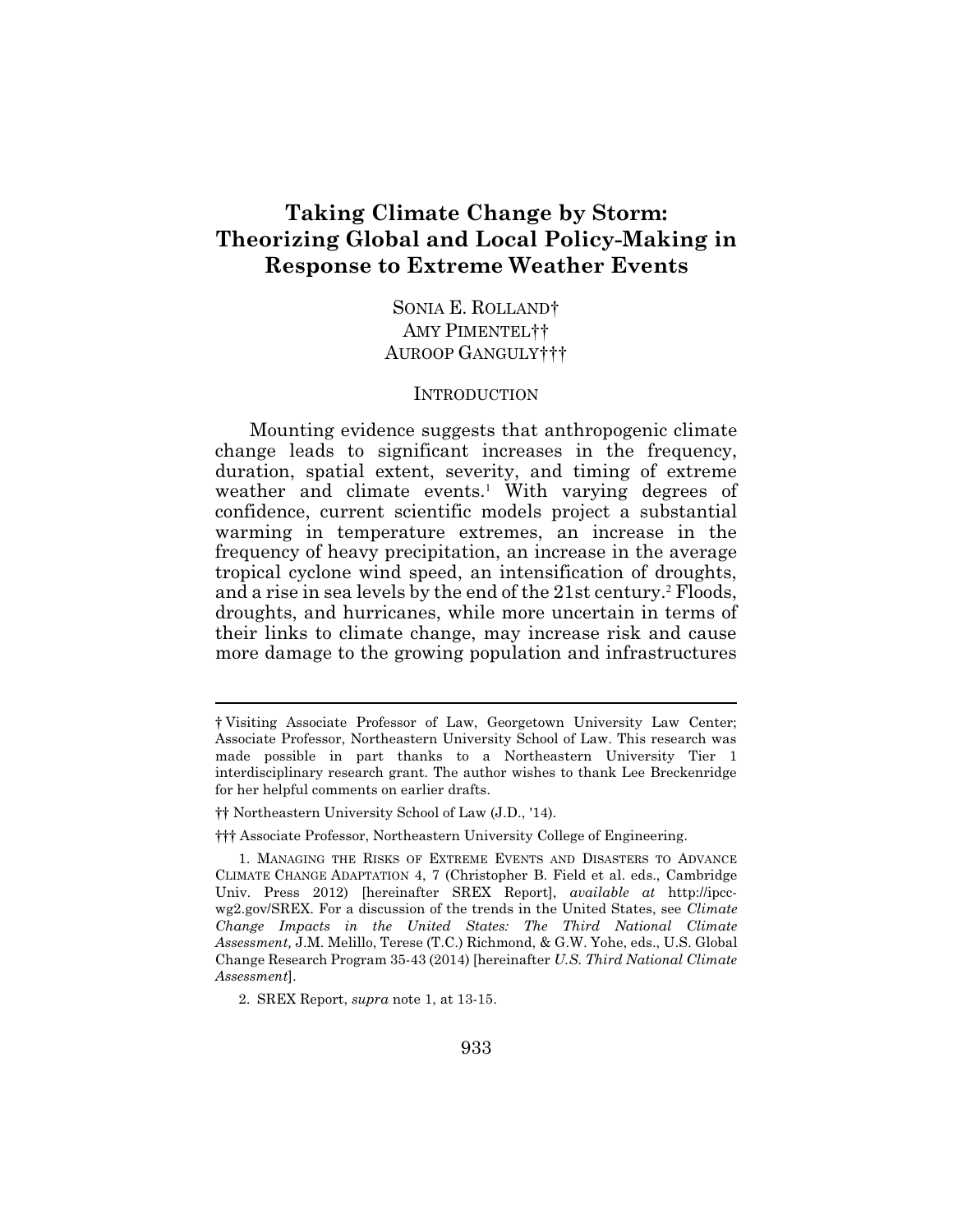# Taking Climate Change by Storm: Theorizing Global and Local Policy-Making in Response to Extreme Weather Events

SONIA E. ROLLAND†
AMY PIMENTEL††
AUROOP GANGULY†††

## INTRODUCTION

Mounting evidence suggests that anthropogenic climate change leads to significant increases in the frequency, duration, spatial extent, severity, and timing of extreme weather and climate events.[1] With varying degrees of confidence, current scientific models project a substantial warming in temperature extremes, an increase in the frequency of heavy precipitation, an increase in the average tropical cyclone wind speed, an intensification of droughts, and a rise in sea levels by the end of the 21st century.[2] Floods, droughts, and hurricanes, while more uncertain in terms of their links to climate change, may increase risk and cause more damage to the growing population and infrastructures

---

† Visiting Associate Professor of Law, Georgetown University Law Center; Associate Professor, Northeastern University School of Law. This research was made possible in part thanks to a Northeastern University Tier 1 interdisciplinary research grant. The author wishes to thank Lee Breckenridge for her helpful comments on earlier drafts.

†† Northeastern University School of Law (J.D., '14).

††† Associate Professor, Northeastern University College of Engineering.

1. MANAGING THE RISKS OF EXTREME EVENTS AND DISASTERS TO ADVANCE CLIMATE CHANGE ADAPTATION 4, 7 (Christopher B. Field et al. eds., Cambridge Univ. Press 2012) [hereinafter SREX Report], *available at* http://ipcc-wg2.gov/SREX. For a discussion of the trends in the United States, see *Climate Change Impacts in the United States: The Third National Climate Assessment,* J.M. Melillo, Terese (T.C.) Richmond, & G.W. Yohe, eds., U.S. Global Change Research Program 35-43 (2014) [hereinafter *U.S. Third National Climate Assessment*].

2. SREX Report, *supra* note 1, at 13-15.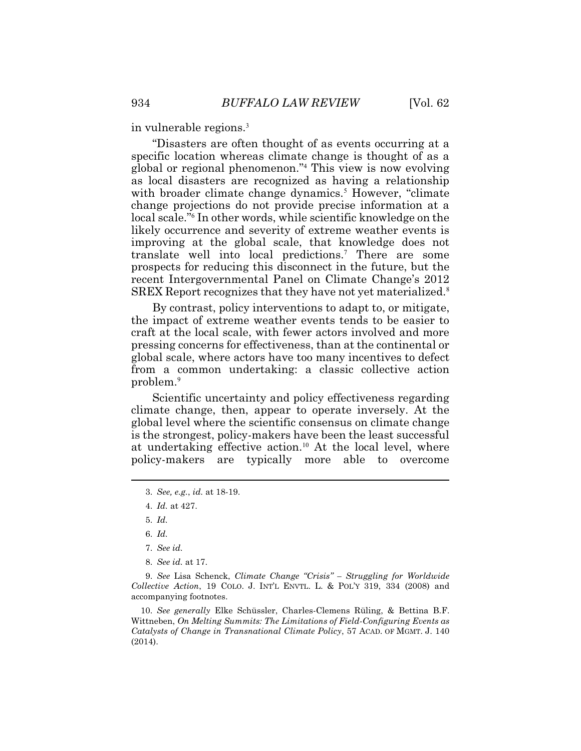in vulnerable regions.[3]

"Disasters are often thought of as events occurring at a specific location whereas climate change is thought of as a global or regional phenomenon."[4] This view is now evolving as local disasters are recognized as having a relationship with broader climate change dynamics.[5] However, "climate change projections do not provide precise information at a local scale."[6] In other words, while scientific knowledge on the likely occurrence and severity of extreme weather events is improving at the global scale, that knowledge does not translate well into local predictions.[7] There are some prospects for reducing this disconnect in the future, but the recent Intergovernmental Panel on Climate Change's 2012 SREX Report recognizes that they have not yet materialized.[8]

By contrast, policy interventions to adapt to, or mitigate, the impact of extreme weather events tends to be easier to craft at the local scale, with fewer actors involved and more pressing concerns for effectiveness, than at the continental or global scale, where actors have too many incentives to defect from a common undertaking: a classic collective action problem.[9]

Scientific uncertainty and policy effectiveness regarding climate change, then, appear to operate inversely. At the global level where the scientific consensus on climate change is the strongest, policy-makers have been the least successful at undertaking effective action.[10] At the local level, where policy-makers are typically more able to overcome

---

3. *See, e.g.*, *id.* at 18-19.

4. *Id.* at 427.

5. *Id.*

6. *Id.*

7. *See id.*

8. *See id.* at 17.

9. *See* Lisa Schenck, *Climate Change "Crisis" – Struggling for Worldwide Collective Action*, 19 COLO. J. INT'L ENVTL. L. & POL'Y 319, 334 (2008) and accompanying footnotes.

10. *See generally* Elke Schüssler, Charles-Clemens Rüling, & Bettina B.F. Wittneben, *On Melting Summits: The Limitations of Field-Configuring Events as Catalysts of Change in Transnational Climate Policy*, 57 ACAD. OF MGMT. J. 140 (2014).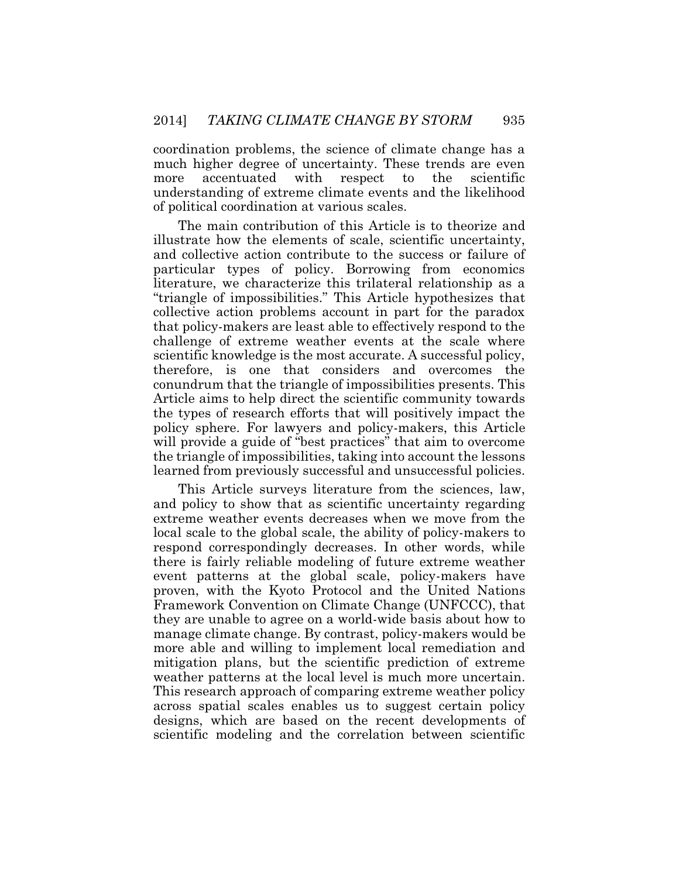coordination problems, the science of climate change has a much higher degree of uncertainty. These trends are even more accentuated with respect to the scientific understanding of extreme climate events and the likelihood of political coordination at various scales.

The main contribution of this Article is to theorize and illustrate how the elements of scale, scientific uncertainty, and collective action contribute to the success or failure of particular types of policy. Borrowing from economics literature, we characterize this trilateral relationship as a "triangle of impossibilities." This Article hypothesizes that collective action problems account in part for the paradox that policy-makers are least able to effectively respond to the challenge of extreme weather events at the scale where scientific knowledge is the most accurate. A successful policy, therefore, is one that considers and overcomes the conundrum that the triangle of impossibilities presents. This Article aims to help direct the scientific community towards the types of research efforts that will positively impact the policy sphere. For lawyers and policy-makers, this Article will provide a guide of "best practices" that aim to overcome the triangle of impossibilities, taking into account the lessons learned from previously successful and unsuccessful policies.

This Article surveys literature from the sciences, law, and policy to show that as scientific uncertainty regarding extreme weather events decreases when we move from the local scale to the global scale, the ability of policy-makers to respond correspondingly decreases. In other words, while there is fairly reliable modeling of future extreme weather event patterns at the global scale, policy-makers have proven, with the Kyoto Protocol and the United Nations Framework Convention on Climate Change (UNFCCC), that they are unable to agree on a world-wide basis about how to manage climate change. By contrast, policy-makers would be more able and willing to implement local remediation and mitigation plans, but the scientific prediction of extreme weather patterns at the local level is much more uncertain. This research approach of comparing extreme weather policy across spatial scales enables us to suggest certain policy designs, which are based on the recent developments of scientific modeling and the correlation between scientific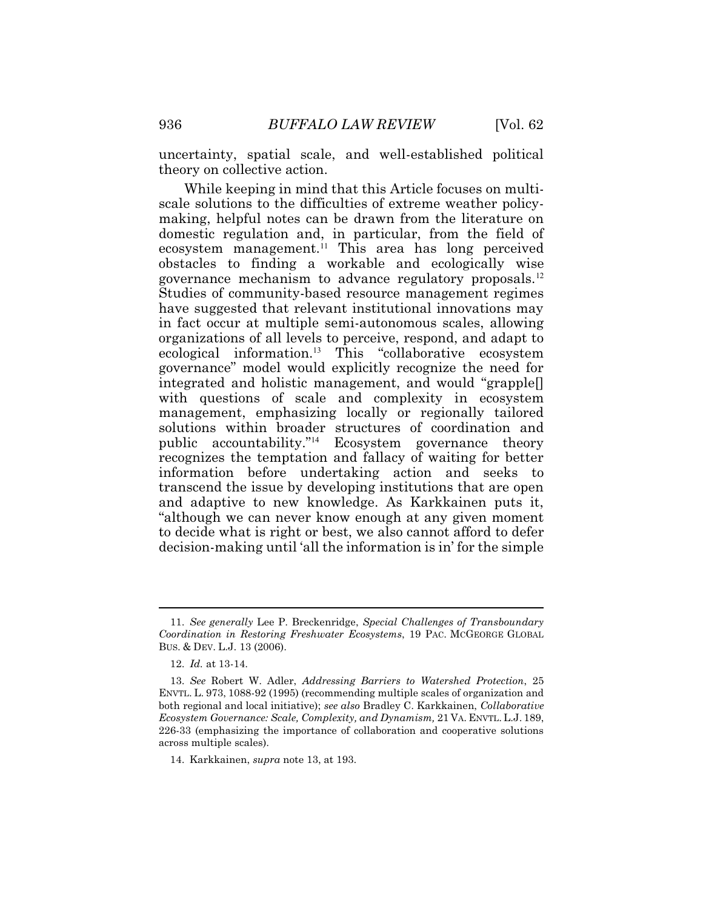uncertainty, spatial scale, and well-established political theory on collective action.

While keeping in mind that this Article focuses on multi-scale solutions to the difficulties of extreme weather policy-making, helpful notes can be drawn from the literature on domestic regulation and, in particular, from the field of ecosystem management.[11] This area has long perceived obstacles to finding a workable and ecologically wise governance mechanism to advance regulatory proposals.[12] Studies of community-based resource management regimes have suggested that relevant institutional innovations may in fact occur at multiple semi-autonomous scales, allowing organizations of all levels to perceive, respond, and adapt to ecological information.[13] This "collaborative ecosystem governance" model would explicitly recognize the need for integrated and holistic management, and would "grapple[] with questions of scale and complexity in ecosystem management, emphasizing locally or regionally tailored solutions within broader structures of coordination and public accountability."[14] Ecosystem governance theory recognizes the temptation and fallacy of waiting for better information before undertaking action and seeks to transcend the issue by developing institutions that are open and adaptive to new knowledge. As Karkkainen puts it, "although we can never know enough at any given moment to decide what is right or best, we also cannot afford to defer decision-making until 'all the information is in' for the simple

---

11. *See generally* Lee P. Breckenridge, *Special Challenges of Transboundary Coordination in Restoring Freshwater Ecosystems*, 19 PAC. MCGEORGE GLOBAL BUS. & DEV. L.J. 13 (2006).

12. *Id.* at 13-14.

13. *See* Robert W. Adler, *Addressing Barriers to Watershed Protection*, 25 ENVTL. L. 973, 1088-92 (1995) (recommending multiple scales of organization and both regional and local initiative); *see also* Bradley C. Karkkainen, *Collaborative Ecosystem Governance: Scale, Complexity, and Dynamism,* 21 VA. ENVTL. L.J. 189, 226-33 (emphasizing the importance of collaboration and cooperative solutions across multiple scales).

14. Karkkainen, *supra* note 13, at 193.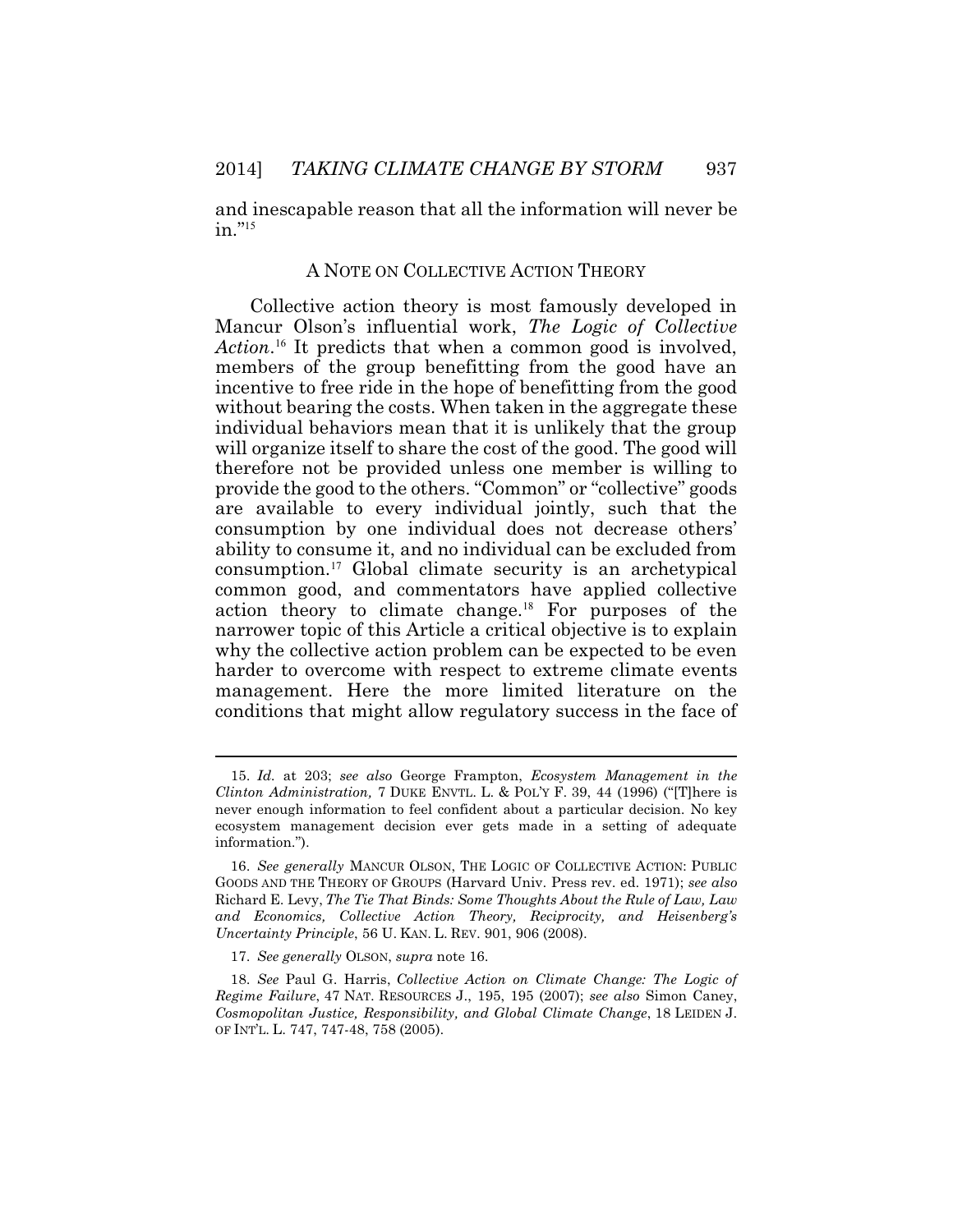and inescapable reason that all the information will never be in."[15]

## A NOTE ON COLLECTIVE ACTION THEORY

Collective action theory is most famously developed in Mancur Olson's influential work, *The Logic of Collective Action*.[16] It predicts that when a common good is involved, members of the group benefitting from the good have an incentive to free ride in the hope of benefitting from the good without bearing the costs. When taken in the aggregate these individual behaviors mean that it is unlikely that the group will organize itself to share the cost of the good. The good will therefore not be provided unless one member is willing to provide the good to the others. "Common" or "collective" goods are available to every individual jointly, such that the consumption by one individual does not decrease others' ability to consume it, and no individual can be excluded from consumption.[17] Global climate security is an archetypical common good, and commentators have applied collective action theory to climate change.[18] For purposes of the narrower topic of this Article a critical objective is to explain why the collective action problem can be expected to be even harder to overcome with respect to extreme climate events management. Here the more limited literature on the conditions that might allow regulatory success in the face of

---

15. *Id.* at 203; *see also* George Frampton, *Ecosystem Management in the Clinton Administration,* 7 DUKE ENVTL. L. & POL'Y F. 39, 44 (1996) ("[T]here is never enough information to feel confident about a particular decision. No key ecosystem management decision ever gets made in a setting of adequate information.").

16. *See generally* MANCUR OLSON, THE LOGIC OF COLLECTIVE ACTION: PUBLIC GOODS AND THE THEORY OF GROUPS (Harvard Univ. Press rev. ed. 1971); *see also* Richard E. Levy, *The Tie That Binds: Some Thoughts About the Rule of Law, Law and Economics, Collective Action Theory, Reciprocity, and Heisenberg's Uncertainty Principle*, 56 U. KAN. L. REV. 901, 906 (2008).

17. *See generally* OLSON, *supra* note 16.

18. *See* Paul G. Harris, *Collective Action on Climate Change: The Logic of Regime Failure*, 47 NAT. RESOURCES J., 195, 195 (2007); *see also* Simon Caney, *Cosmopolitan Justice, Responsibility, and Global Climate Change*, 18 LEIDEN J. OF INT'L. L. 747, 747-48, 758 (2005).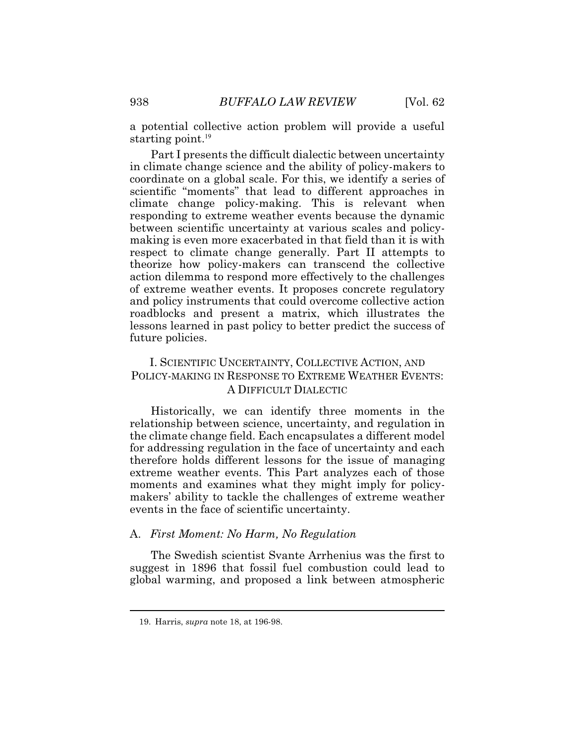a potential collective action problem will provide a useful starting point.[19]

Part I presents the difficult dialectic between uncertainty in climate change science and the ability of policy-makers to coordinate on a global scale. For this, we identify a series of scientific "moments" that lead to different approaches in climate change policy-making. This is relevant when responding to extreme weather events because the dynamic between scientific uncertainty at various scales and policy-making is even more exacerbated in that field than it is with respect to climate change generally. Part II attempts to theorize how policy-makers can transcend the collective action dilemma to respond more effectively to the challenges of extreme weather events. It proposes concrete regulatory and policy instruments that could overcome collective action roadblocks and present a matrix, which illustrates the lessons learned in past policy to better predict the success of future policies.

## I. SCIENTIFIC UNCERTAINTY, COLLECTIVE ACTION, AND POLICY-MAKING IN RESPONSE TO EXTREME WEATHER EVENTS: A DIFFICULT DIALECTIC

Historically, we can identify three moments in the relationship between science, uncertainty, and regulation in the climate change field. Each encapsulates a different model for addressing regulation in the face of uncertainty and each therefore holds different lessons for the issue of managing extreme weather events. This Part analyzes each of those moments and examines what they might imply for policy-makers' ability to tackle the challenges of extreme weather events in the face of scientific uncertainty.

### A. *First Moment: No Harm, No Regulation*

The Swedish scientist Svante Arrhenius was the first to suggest in 1896 that fossil fuel combustion could lead to global warming, and proposed a link between atmospheric

19. Harris, *supra* note 18, at 196-98.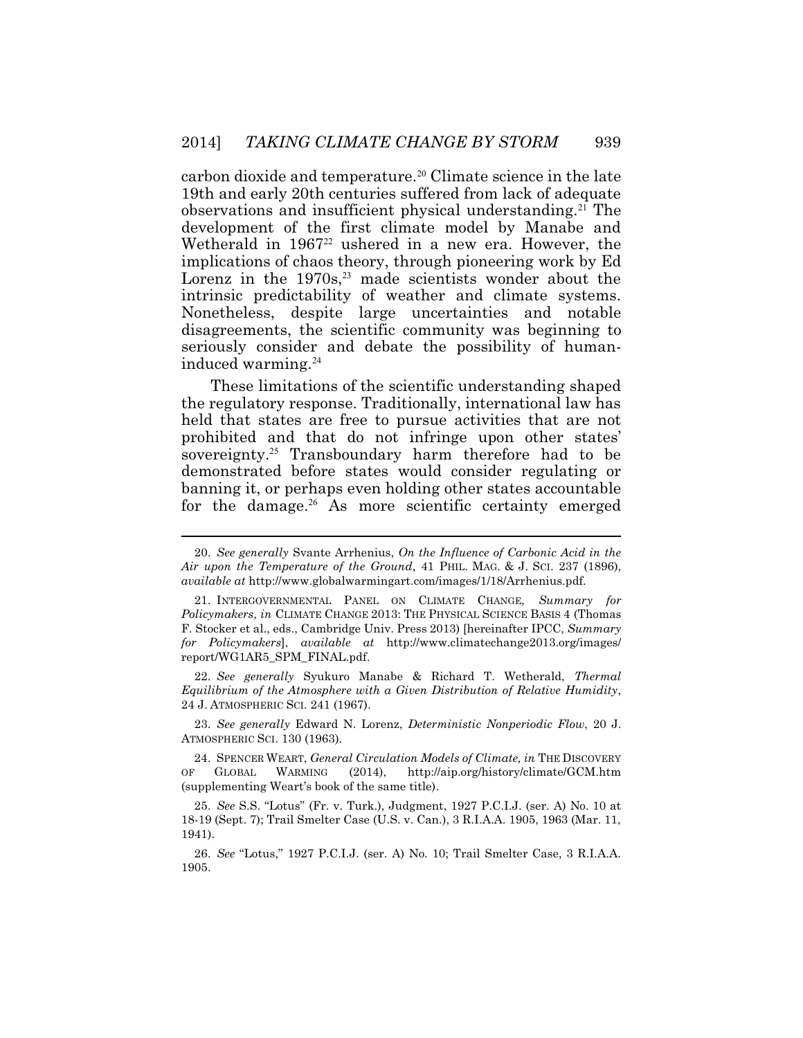carbon dioxide and temperature.[20] Climate science in the late 19th and early 20th centuries suffered from lack of adequate observations and insufficient physical understanding.[21] The development of the first climate model by Manabe and Wetherald in 1967[22] ushered in a new era. However, the implications of chaos theory, through pioneering work by Ed Lorenz in the 1970s,[23] made scientists wonder about the intrinsic predictability of weather and climate systems. Nonetheless, despite large uncertainties and notable disagreements, the scientific community was beginning to seriously consider and debate the possibility of human-induced warming.[24]

These limitations of the scientific understanding shaped the regulatory response. Traditionally, international law has held that states are free to pursue activities that are not prohibited and that do not infringe upon other states' sovereignty.[25] Transboundary harm therefore had to be demonstrated before states would consider regulating or banning it, or perhaps even holding other states accountable for the damage.[26] As more scientific certainty emerged

---

20. *See generally* Svante Arrhenius, *On the Influence of Carbonic Acid in the Air upon the Temperature of the Ground*, 41 PHIL. MAG. & J. SCI. 237 (1896), *available at* http://www.globalwarmingart.com/images/1/18/Arrhenius.pdf.

21. INTERGOVERNMENTAL PANEL ON CLIMATE CHANGE, *Summary for Policymakers*, *in* CLIMATE CHANGE 2013: THE PHYSICAL SCIENCE BASIS 4 (Thomas F. Stocker et al., eds., Cambridge Univ. Press 2013) [hereinafter IPCC, *Summary for Policymakers*], *available at* http://www.climatechange2013.org/images/report/WG1AR5_SPM_FINAL.pdf.

22. *See generally* Syukuro Manabe & Richard T. Wetherald, *Thermal Equilibrium of the Atmosphere with a Given Distribution of Relative Humidity*, 24 J. ATMOSPHERIC SCI. 241 (1967).

23. *See generally* Edward N. Lorenz, *Deterministic Nonperiodic Flow*, 20 J. ATMOSPHERIC SCI. 130 (1963).

24. SPENCER WEART, *General Circulation Models of Climate, in* THE DISCOVERY OF GLOBAL WARMING (2014), http://aip.org/history/climate/GCM.htm (supplementing Weart's book of the same title).

25. *See* S.S. "Lotus" (Fr. v. Turk.), Judgment, 1927 P.C.I.J. (ser. A) No. 10 at 18-19 (Sept. 7); Trail Smelter Case (U.S. v. Can.), 3 R.I.A.A. 1905, 1963 (Mar. 11, 1941).

26. *See* "Lotus," 1927 P.C.I.J. (ser. A) No. 10; Trail Smelter Case, 3 R.I.A.A. 1905.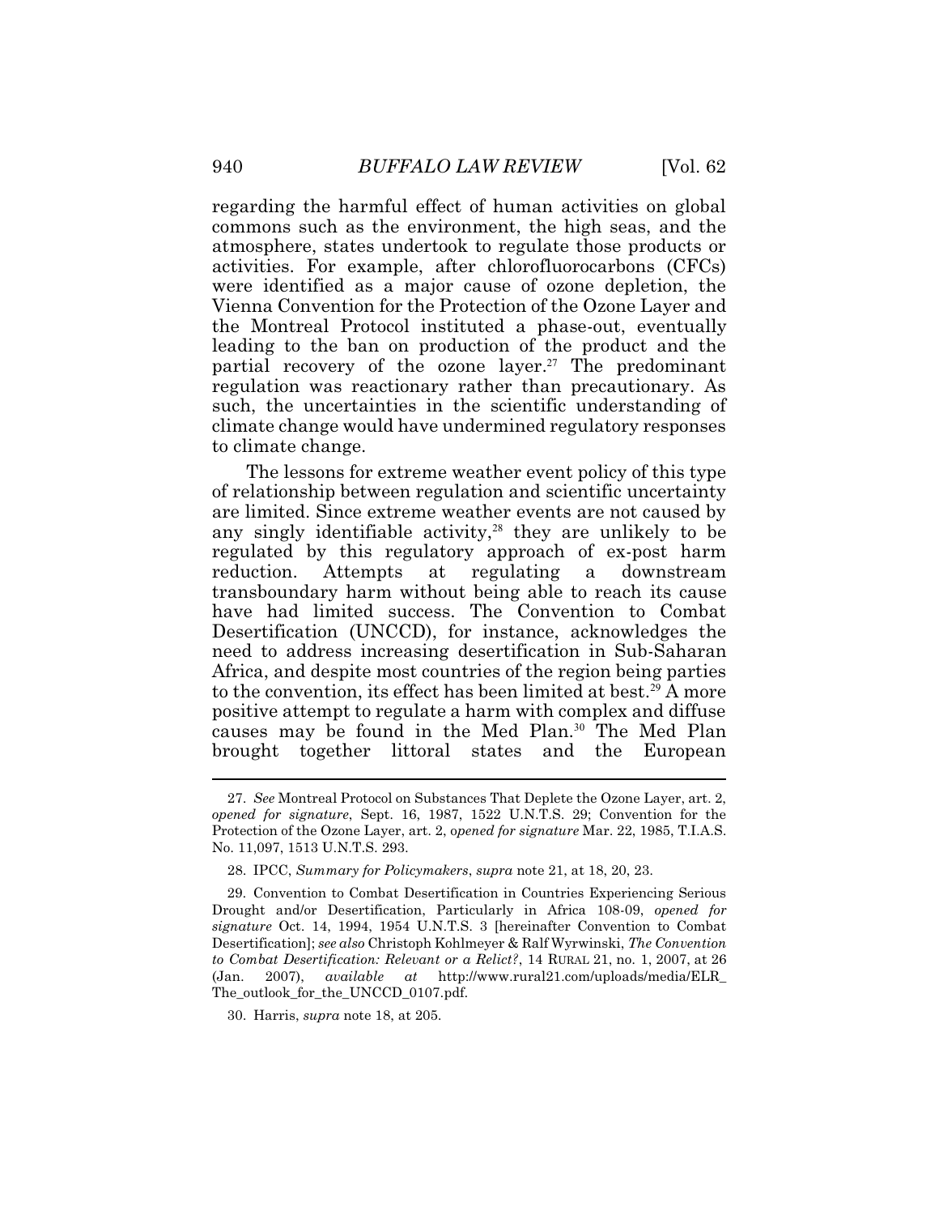regarding the harmful effect of human activities on global commons such as the environment, the high seas, and the atmosphere, states undertook to regulate those products or activities. For example, after chlorofluorocarbons (CFCs) were identified as a major cause of ozone depletion, the Vienna Convention for the Protection of the Ozone Layer and the Montreal Protocol instituted a phase-out, eventually leading to the ban on production of the product and the partial recovery of the ozone layer.[27] The predominant regulation was reactionary rather than precautionary. As such, the uncertainties in the scientific understanding of climate change would have undermined regulatory responses to climate change.

The lessons for extreme weather event policy of this type of relationship between regulation and scientific uncertainty are limited. Since extreme weather events are not caused by any singly identifiable activity,[28] they are unlikely to be regulated by this regulatory approach of ex-post harm reduction. Attempts at regulating a downstream transboundary harm without being able to reach its cause have had limited success. The Convention to Combat Desertification (UNCCD), for instance, acknowledges the need to address increasing desertification in Sub-Saharan Africa, and despite most countries of the region being parties to the convention, its effect has been limited at best.[29] A more positive attempt to regulate a harm with complex and diffuse causes may be found in the Med Plan.[30] The Med Plan brought together littoral states and the European

---

27. *See* Montreal Protocol on Substances That Deplete the Ozone Layer, art. 2, *opened for signature*, Sept. 16, 1987, 1522 U.N.T.S. 29; Convention for the Protection of the Ozone Layer, art. 2, *opened for signature* Mar. 22, 1985, T.I.A.S. No. 11,097, 1513 U.N.T.S. 293.

28. IPCC, *Summary for Policymakers*, *supra* note 21, at 18, 20, 23.

29. Convention to Combat Desertification in Countries Experiencing Serious Drought and/or Desertification, Particularly in Africa 108-09, *opened for signature* Oct. 14, 1994, 1954 U.N.T.S. 3 [hereinafter Convention to Combat Desertification]; *see also* Christoph Kohlmeyer & Ralf Wyrwinski, *The Convention to Combat Desertification: Relevant or a Relict?*, 14 RURAL 21, no. 1, 2007, at 26 (Jan. 2007), *available at* http://www.rural21.com/uploads/media/ELR_The_outlook_for_the_UNCCD_0107.pdf.

30. Harris, *supra* note 18, at 205.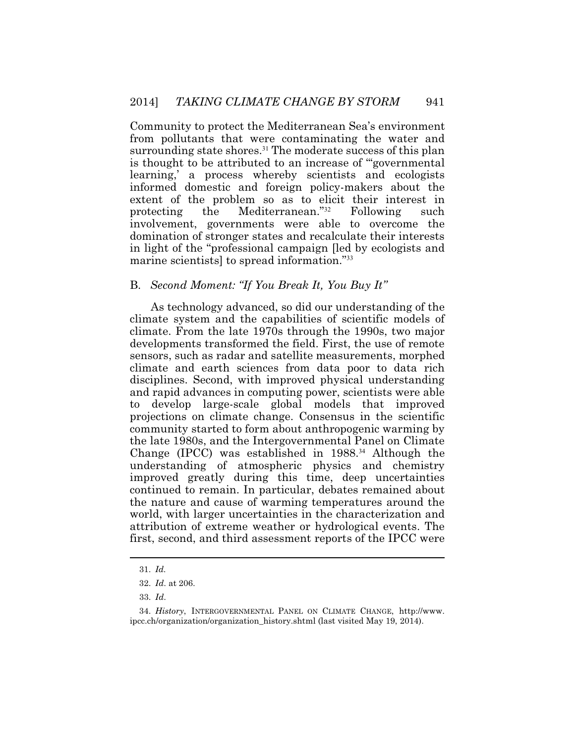Community to protect the Mediterranean Sea's environment from pollutants that were contaminating the water and surrounding state shores.[31] The moderate success of this plan is thought to be attributed to an increase of "'governmental learning,' a process whereby scientists and ecologists informed domestic and foreign policy-makers about the extent of the problem so as to elicit their interest in protecting the Mediterranean."[32] Following such involvement, governments were able to overcome the domination of stronger states and recalculate their interests in light of the "professional campaign [led by ecologists and marine scientists] to spread information."[33]

### B. *Second Moment: "If You Break It, You Buy It"*

As technology advanced, so did our understanding of the climate system and the capabilities of scientific models of climate. From the late 1970s through the 1990s, two major developments transformed the field. First, the use of remote sensors, such as radar and satellite measurements, morphed climate and earth sciences from data poor to data rich disciplines. Second, with improved physical understanding and rapid advances in computing power, scientists were able to develop large-scale global models that improved projections on climate change. Consensus in the scientific community started to form about anthropogenic warming by the late 1980s, and the Intergovernmental Panel on Climate Change (IPCC) was established in 1988.[34] Although the understanding of atmospheric physics and chemistry improved greatly during this time, deep uncertainties continued to remain. In particular, debates remained about the nature and cause of warming temperatures around the world, with larger uncertainties in the characterization and attribution of extreme weather or hydrological events. The first, second, and third assessment reports of the IPCC were

---

31. *Id.*

32. *Id.* at 206.

33. *Id.*

34. *History*, INTERGOVERNMENTAL PANEL ON CLIMATE CHANGE, http://www.ipcc.ch/organization/organization_history.shtml (last visited May 19, 2014).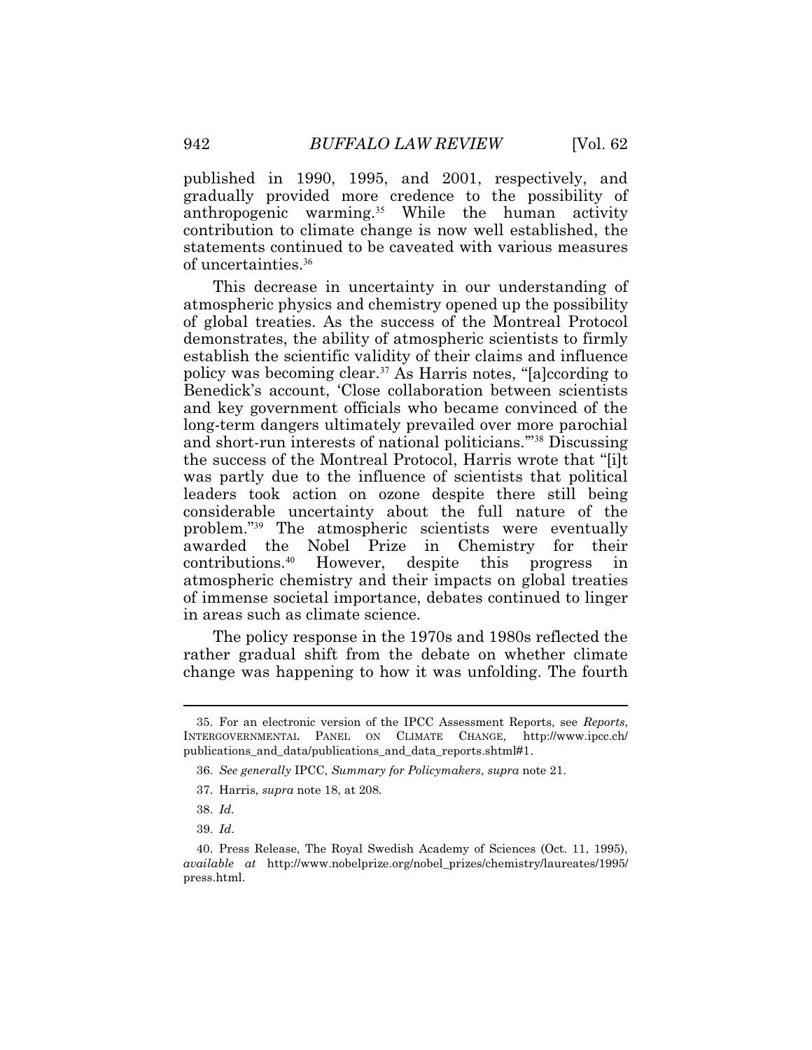published in 1990, 1995, and 2001, respectively, and gradually provided more credence to the possibility of anthropogenic warming.[35] While the human activity contribution to climate change is now well established, the statements continued to be caveated with various measures of uncertainties.[36]

This decrease in uncertainty in our understanding of atmospheric physics and chemistry opened up the possibility of global treaties. As the success of the Montreal Protocol demonstrates, the ability of atmospheric scientists to firmly establish the scientific validity of their claims and influence policy was becoming clear.[37] As Harris notes, "[a]ccording to Benedick's account, 'Close collaboration between scientists and key government officials who became convinced of the long-term dangers ultimately prevailed over more parochial and short-run interests of national politicians.'"[38] Discussing the success of the Montreal Protocol, Harris wrote that "[i]t was partly due to the influence of scientists that political leaders took action on ozone despite there still being considerable uncertainty about the full nature of the problem."[39] The atmospheric scientists were eventually awarded the Nobel Prize in Chemistry for their contributions.[40] However, despite this progress in atmospheric chemistry and their impacts on global treaties of immense societal importance, debates continued to linger in areas such as climate science.

The policy response in the 1970s and 1980s reflected the rather gradual shift from the debate on whether climate change was happening to how it was unfolding. The fourth

---

35. For an electronic version of the IPCC Assessment Reports, see *Reports*, INTERGOVERNMENTAL PANEL ON CLIMATE CHANGE, http://www.ipcc.ch/publications_and_data/publications_and_data_reports.shtml#1.

36. *See generally* IPCC, *Summary for Policymakers*, *supra* note 21.

37. Harris, *supra* note 18, at 208.

38. *Id.*

39. *Id.*

40. Press Release, The Royal Swedish Academy of Sciences (Oct. 11, 1995), *available at* http://www.nobelprize.org/nobel_prizes/chemistry/laureates/1995/press.html.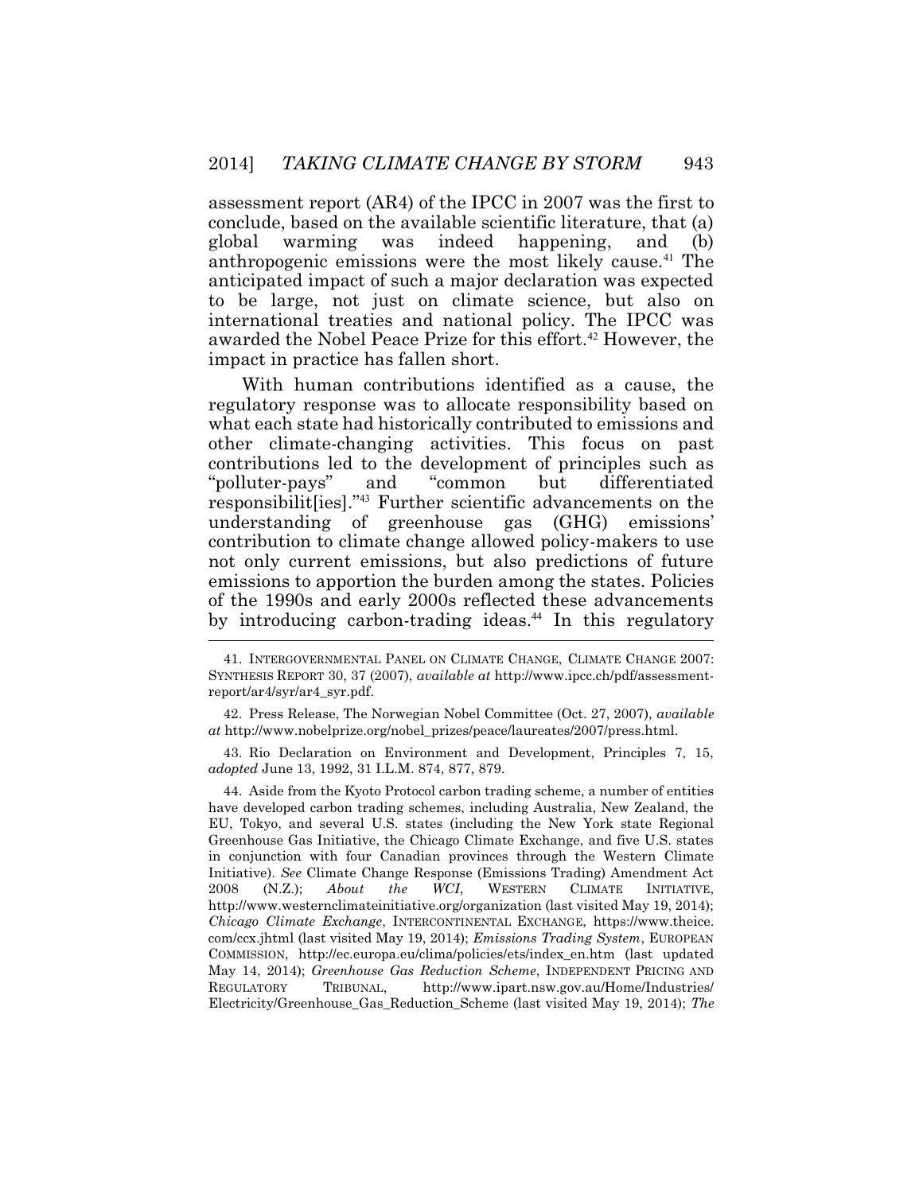assessment report (AR4) of the IPCC in 2007 was the first to conclude, based on the available scientific literature, that (a) global warming was indeed happening, and (b) anthropogenic emissions were the most likely cause.[41] The anticipated impact of such a major declaration was expected to be large, not just on climate science, but also on international treaties and national policy. The IPCC was awarded the Nobel Peace Prize for this effort.[42] However, the impact in practice has fallen short.

With human contributions identified as a cause, the regulatory response was to allocate responsibility based on what each state had historically contributed to emissions and other climate-changing activities. This focus on past contributions led to the development of principles such as "polluter-pays" and "common but differentiated responsibilit[ies]."[43] Further scientific advancements on the understanding of greenhouse gas (GHG) emissions' contribution to climate change allowed policy-makers to use not only current emissions, but also predictions of future emissions to apportion the burden among the states. Policies of the 1990s and early 2000s reflected these advancements by introducing carbon-trading ideas.[44] In this regulatory

---

41. INTERGOVERNMENTAL PANEL ON CLIMATE CHANGE, CLIMATE CHANGE 2007: SYNTHESIS REPORT 30, 37 (2007), *available at* http://www.ipcc.ch/pdf/assessment-report/ar4/syr/ar4_syr.pdf.

42. Press Release, The Norwegian Nobel Committee (Oct. 27, 2007), *available at* http://www.nobelprize.org/nobel_prizes/peace/laureates/2007/press.html.

43. Rio Declaration on Environment and Development, Principles 7, 15, *adopted* June 13, 1992, 31 I.L.M. 874, 877, 879.

44. Aside from the Kyoto Protocol carbon trading scheme, a number of entities have developed carbon trading schemes, including Australia, New Zealand, the EU, Tokyo, and several U.S. states (including the New York state Regional Greenhouse Gas Initiative, the Chicago Climate Exchange, and five U.S. states in conjunction with four Canadian provinces through the Western Climate Initiative). *See* Climate Change Response (Emissions Trading) Amendment Act 2008 (N.Z.); *About the WCI*, WESTERN CLIMATE INITIATIVE, http://www.westernclimateinitiative.org/organization (last visited May 19, 2014); *Chicago Climate Exchange*, INTERCONTINENTAL EXCHANGE, https://www.theice.com/ccx.jhtml (last visited May 19, 2014); *Emissions Trading System*, EUROPEAN COMMISSION, http://ec.europa.eu/clima/policies/ets/index_en.htm (last updated May 14, 2014); *Greenhouse Gas Reduction Scheme*, INDEPENDENT PRICING AND REGULATORY TRIBUNAL, http://www.ipart.nsw.gov.au/Home/Industries/Electricity/Greenhouse_Gas_Reduction_Scheme (last visited May 19, 2014); *The*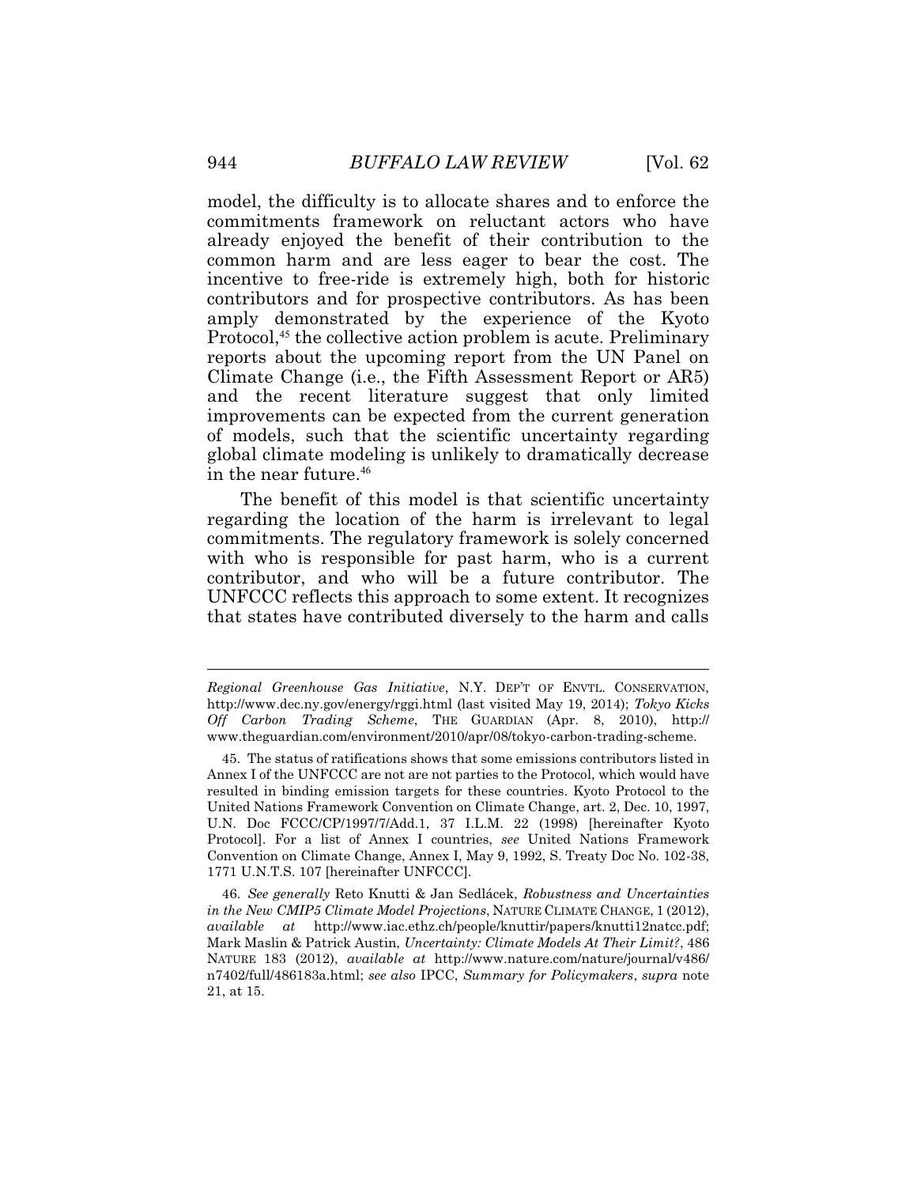model, the difficulty is to allocate shares and to enforce the commitments framework on reluctant actors who have already enjoyed the benefit of their contribution to the common harm and are less eager to bear the cost. The incentive to free-ride is extremely high, both for historic contributors and for prospective contributors. As has been amply demonstrated by the experience of the Kyoto Protocol,[45] the collective action problem is acute. Preliminary reports about the upcoming report from the UN Panel on Climate Change (i.e., the Fifth Assessment Report or AR5) and the recent literature suggest that only limited improvements can be expected from the current generation of models, such that the scientific uncertainty regarding global climate modeling is unlikely to dramatically decrease in the near future.[46]

The benefit of this model is that scientific uncertainty regarding the location of the harm is irrelevant to legal commitments. The regulatory framework is solely concerned with who is responsible for past harm, who is a current contributor, and who will be a future contributor. The UNFCCC reflects this approach to some extent. It recognizes that states have contributed diversely to the harm and calls

---

*Regional Greenhouse Gas Initiative*, N.Y. DEP'T OF ENVTL. CONSERVATION, http://www.dec.ny.gov/energy/rggi.html (last visited May 19, 2014); *Tokyo Kicks Off Carbon Trading Scheme*, THE GUARDIAN (Apr. 8, 2010), http://www.theguardian.com/environment/2010/apr/08/tokyo-carbon-trading-scheme.

45. The status of ratifications shows that some emissions contributors listed in Annex I of the UNFCCC are not are not parties to the Protocol, which would have resulted in binding emission targets for these countries. Kyoto Protocol to the United Nations Framework Convention on Climate Change, art. 2, Dec. 10, 1997, U.N. Doc FCCC/CP/1997/7/Add.1, 37 I.L.M. 22 (1998) [hereinafter Kyoto Protocol]. For a list of Annex I countries, *see* United Nations Framework Convention on Climate Change, Annex I, May 9, 1992, S. Treaty Doc No. 102-38, 1771 U.N.T.S. 107 [hereinafter UNFCCC].

46. *See generally* Reto Knutti & Jan Sedlácek, *Robustness and Uncertainties in the New CMIP5 Climate Model Projections*, NATURE CLIMATE CHANGE, 1 (2012), *available at* http://www.iac.ethz.ch/people/knuttir/papers/knutti12natcc.pdf; Mark Maslin & Patrick Austin, *Uncertainty: Climate Models At Their Limit?*, 486 NATURE 183 (2012), *available at* http://www.nature.com/nature/journal/v486/n7402/full/486183a.html; *see also* IPCC, *Summary for Policymakers*, *supra* note 21, at 15.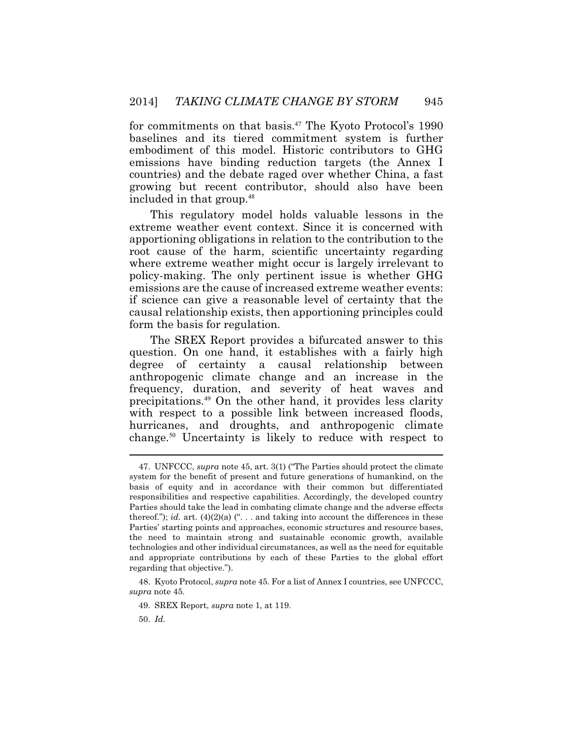for commitments on that basis.[47] The Kyoto Protocol's 1990 baselines and its tiered commitment system is further embodiment of this model. Historic contributors to GHG emissions have binding reduction targets (the Annex I countries) and the debate raged over whether China, a fast growing but recent contributor, should also have been included in that group.[48]

This regulatory model holds valuable lessons in the extreme weather event context. Since it is concerned with apportioning obligations in relation to the contribution to the root cause of the harm, scientific uncertainty regarding where extreme weather might occur is largely irrelevant to policy-making. The only pertinent issue is whether GHG emissions are the cause of increased extreme weather events: if science can give a reasonable level of certainty that the causal relationship exists, then apportioning principles could form the basis for regulation.

The SREX Report provides a bifurcated answer to this question. On one hand, it establishes with a fairly high degree of certainty a causal relationship between anthropogenic climate change and an increase in the frequency, duration, and severity of heat waves and precipitations.[49] On the other hand, it provides less clarity with respect to a possible link between increased floods, hurricanes, and droughts, and anthropogenic climate change.[50] Uncertainty is likely to reduce with respect to

---

47. UNFCCC, *supra* note 45, art. 3(1) ("The Parties should protect the climate system for the benefit of present and future generations of humankind, on the basis of equity and in accordance with their common but differentiated responsibilities and respective capabilities. Accordingly, the developed country Parties should take the lead in combating climate change and the adverse effects thereof."); *id.* art. (4)(2)(a) (". . . and taking into account the differences in these Parties' starting points and approaches, economic structures and resource bases, the need to maintain strong and sustainable economic growth, available technologies and other individual circumstances, as well as the need for equitable and appropriate contributions by each of these Parties to the global effort regarding that objective.").

48. Kyoto Protocol, *supra* note 45. For a list of Annex I countries, see UNFCCC, *supra* note 45.

49. SREX Report, *supra* note 1, at 119.

50. *Id.*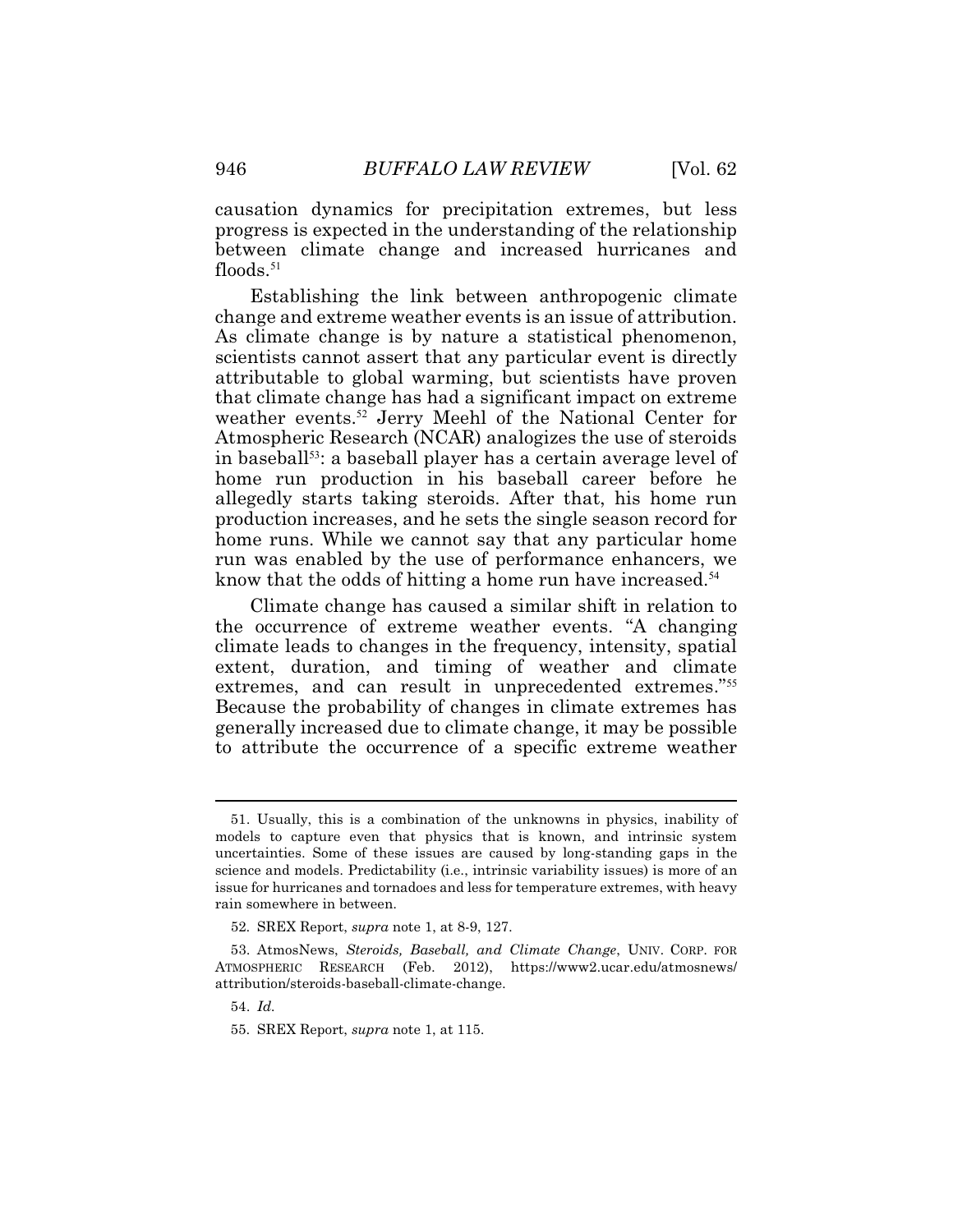causation dynamics for precipitation extremes, but less progress is expected in the understanding of the relationship between climate change and increased hurricanes and floods.[51]

Establishing the link between anthropogenic climate change and extreme weather events is an issue of attribution. As climate change is by nature a statistical phenomenon, scientists cannot assert that any particular event is directly attributable to global warming, but scientists have proven that climate change has had a significant impact on extreme weather events.[52] Jerry Meehl of the National Center for Atmospheric Research (NCAR) analogizes the use of steroids in baseball[53]: a baseball player has a certain average level of home run production in his baseball career before he allegedly starts taking steroids. After that, his home run production increases, and he sets the single season record for home runs. While we cannot say that any particular home run was enabled by the use of performance enhancers, we know that the odds of hitting a home run have increased.[54]

Climate change has caused a similar shift in relation to the occurrence of extreme weather events. "A changing climate leads to changes in the frequency, intensity, spatial extent, duration, and timing of weather and climate extremes, and can result in unprecedented extremes."[55] Because the probability of changes in climate extremes has generally increased due to climate change, it may be possible to attribute the occurrence of a specific extreme weather

---

51. Usually, this is a combination of the unknowns in physics, inability of models to capture even that physics that is known, and intrinsic system uncertainties. Some of these issues are caused by long-standing gaps in the science and models. Predictability (i.e., intrinsic variability issues) is more of an issue for hurricanes and tornadoes and less for temperature extremes, with heavy rain somewhere in between.

52. SREX Report, *supra* note 1, at 8-9, 127.

53. AtmosNews, *Steroids, Baseball, and Climate Change*, UNIV. CORP. FOR ATMOSPHERIC RESEARCH (Feb. 2012), https://www2.ucar.edu/atmosnews/attribution/steroids-baseball-climate-change.

54. *Id.*

55. SREX Report, *supra* note 1, at 115.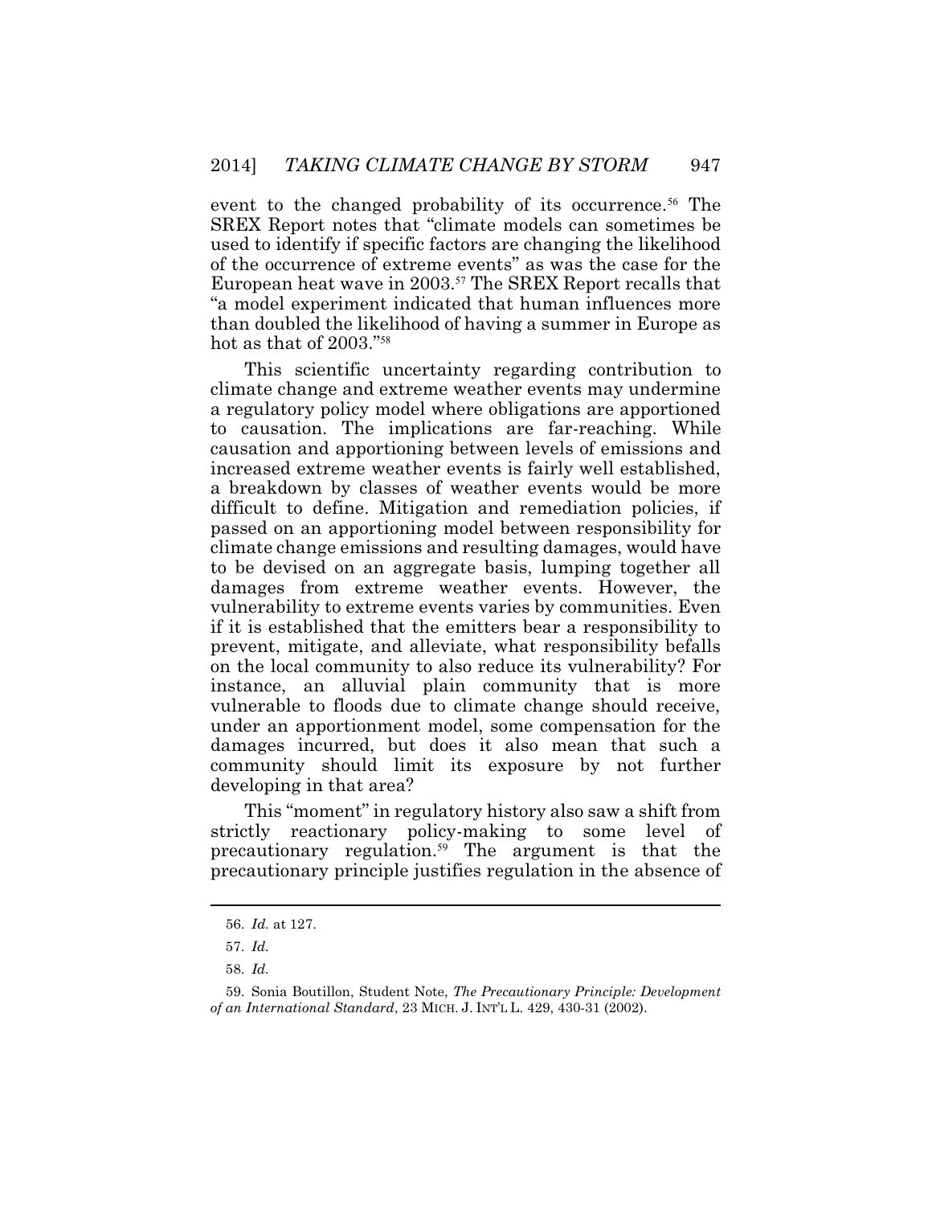event to the changed probability of its occurrence.[56] The SREX Report notes that "climate models can sometimes be used to identify if specific factors are changing the likelihood of the occurrence of extreme events" as was the case for the European heat wave in 2003.[57] The SREX Report recalls that "a model experiment indicated that human influences more than doubled the likelihood of having a summer in Europe as hot as that of 2003."[58]

This scientific uncertainty regarding contribution to climate change and extreme weather events may undermine a regulatory policy model where obligations are apportioned to causation. The implications are far-reaching. While causation and apportioning between levels of emissions and increased extreme weather events is fairly well established, a breakdown by classes of weather events would be more difficult to define. Mitigation and remediation policies, if passed on an apportioning model between responsibility for climate change emissions and resulting damages, would have to be devised on an aggregate basis, lumping together all damages from extreme weather events. However, the vulnerability to extreme events varies by communities. Even if it is established that the emitters bear a responsibility to prevent, mitigate, and alleviate, what responsibility befalls on the local community to also reduce its vulnerability? For instance, an alluvial plain community that is more vulnerable to floods due to climate change should receive, under an apportionment model, some compensation for the damages incurred, but does it also mean that such a community should limit its exposure by not further developing in that area?

This "moment" in regulatory history also saw a shift from strictly reactionary policy-making to some level of precautionary regulation.[59] The argument is that the precautionary principle justifies regulation in the absence of

---

56. *Id.* at 127.

57. *Id.*

58. *Id.*

59. Sonia Boutillon, Student Note, *The Precautionary Principle: Development of an International Standard*, 23 MICH. J. INT'L L. 429, 430-31 (2002).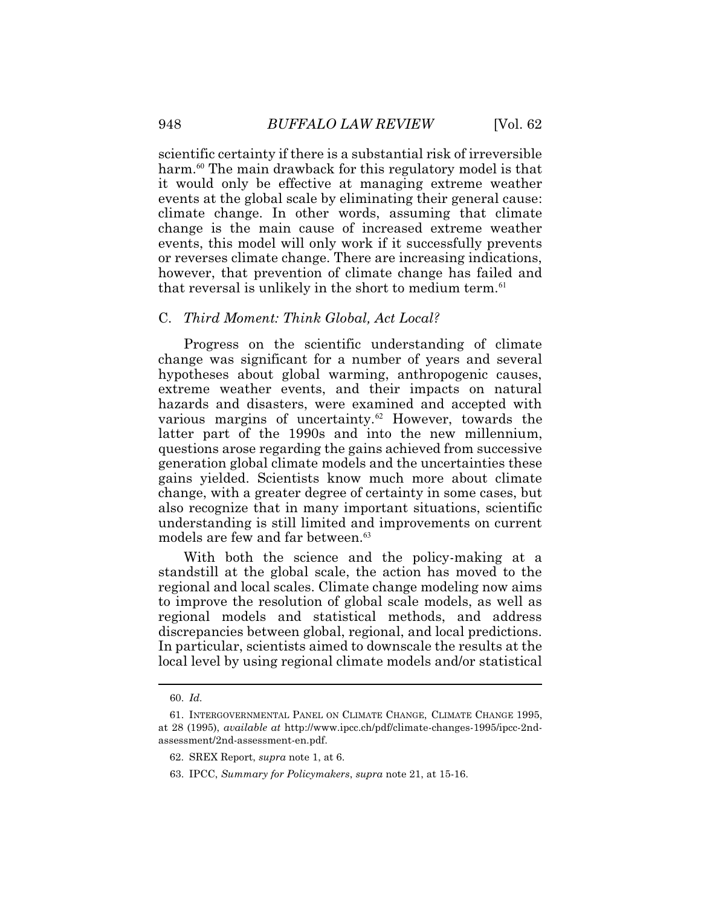scientific certainty if there is a substantial risk of irreversible harm.[60] The main drawback for this regulatory model is that it would only be effective at managing extreme weather events at the global scale by eliminating their general cause: climate change. In other words, assuming that climate change is the main cause of increased extreme weather events, this model will only work if it successfully prevents or reverses climate change. There are increasing indications, however, that prevention of climate change has failed and that reversal is unlikely in the short to medium term.[61]

### C. *Third Moment: Think Global, Act Local?*

Progress on the scientific understanding of climate change was significant for a number of years and several hypotheses about global warming, anthropogenic causes, extreme weather events, and their impacts on natural hazards and disasters, were examined and accepted with various margins of uncertainty.[62] However, towards the latter part of the 1990s and into the new millennium, questions arose regarding the gains achieved from successive generation global climate models and the uncertainties these gains yielded. Scientists know much more about climate change, with a greater degree of certainty in some cases, but also recognize that in many important situations, scientific understanding is still limited and improvements on current models are few and far between.[63]

With both the science and the policy-making at a standstill at the global scale, the action has moved to the regional and local scales. Climate change modeling now aims to improve the resolution of global scale models, as well as regional models and statistical methods, and address discrepancies between global, regional, and local predictions. In particular, scientists aimed to downscale the results at the local level by using regional climate models and/or statistical

---

60. *Id.*

61. INTERGOVERNMENTAL PANEL ON CLIMATE CHANGE, CLIMATE CHANGE 1995, at 28 (1995), *available at* http://www.ipcc.ch/pdf/climate-changes-1995/ipcc-2nd-assessment/2nd-assessment-en.pdf.

62. SREX Report, *supra* note 1, at 6.

63. IPCC, *Summary for Policymakers*, *supra* note 21, at 15-16.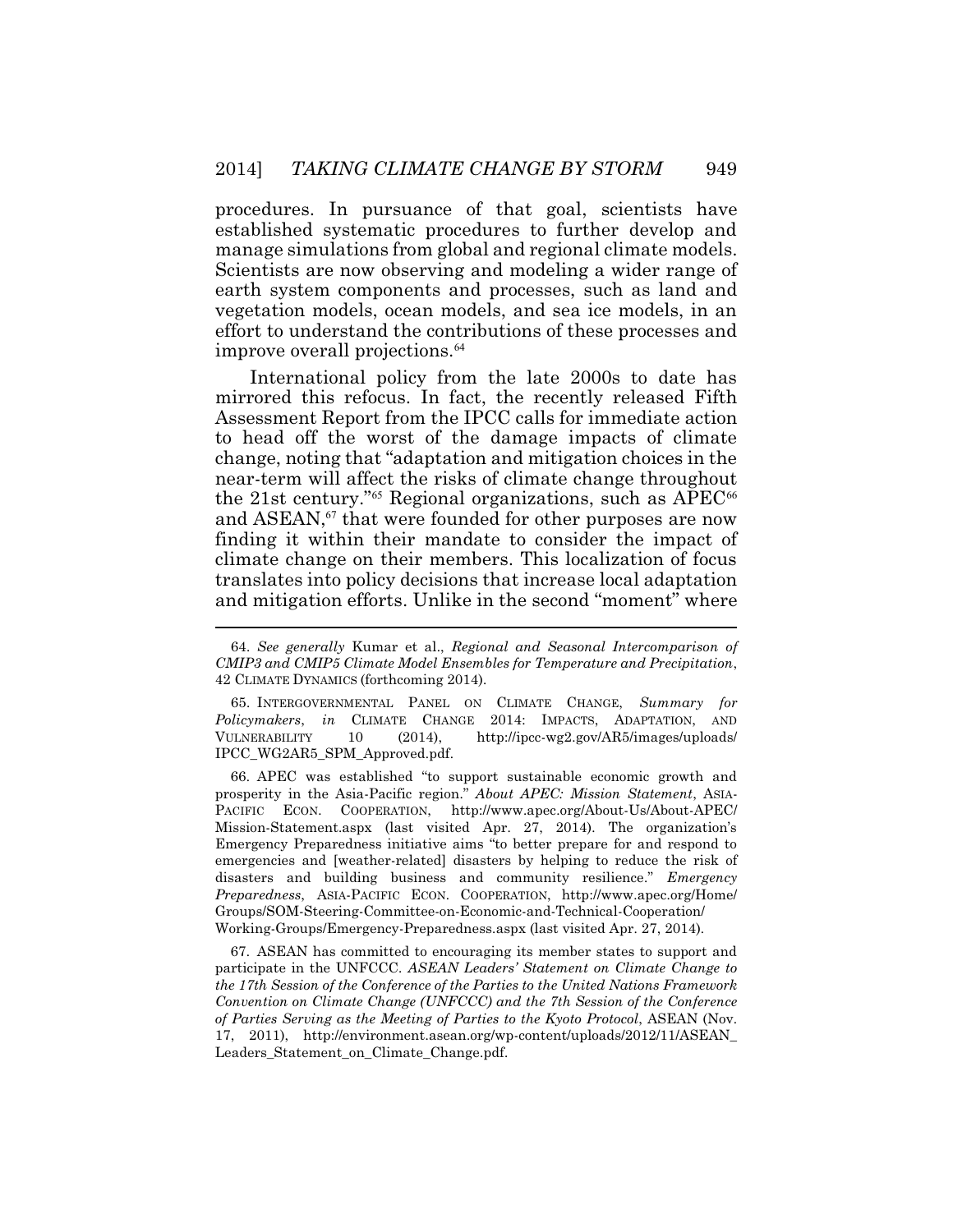procedures. In pursuance of that goal, scientists have established systematic procedures to further develop and manage simulations from global and regional climate models. Scientists are now observing and modeling a wider range of earth system components and processes, such as land and vegetation models, ocean models, and sea ice models, in an effort to understand the contributions of these processes and improve overall projections.[64]

International policy from the late 2000s to date has mirrored this refocus. In fact, the recently released Fifth Assessment Report from the IPCC calls for immediate action to head off the worst of the damage impacts of climate change, noting that "adaptation and mitigation choices in the near-term will affect the risks of climate change throughout the 21st century."[65] Regional organizations, such as APEC[66] and ASEAN,[67] that were founded for other purposes are now finding it within their mandate to consider the impact of climate change on their members. This localization of focus translates into policy decisions that increase local adaptation and mitigation efforts. Unlike in the second "moment" where

---

64. *See generally* Kumar et al., *Regional and Seasonal Intercomparison of CMIP3 and CMIP5 Climate Model Ensembles for Temperature and Precipitation*, 42 CLIMATE DYNAMICS (forthcoming 2014).

65. INTERGOVERNMENTAL PANEL ON CLIMATE CHANGE, *Summary for Policymakers*, *in* CLIMATE CHANGE 2014: IMPACTS, ADAPTATION, AND VULNERABILITY 10 (2014), http://ipcc-wg2.gov/AR5/images/uploads/IPCC_WG2AR5_SPM_Approved.pdf.

66. APEC was established "to support sustainable economic growth and prosperity in the Asia-Pacific region." *About APEC: Mission Statement*, ASIA-PACIFIC ECON. COOPERATION, http://www.apec.org/About-Us/About-APEC/Mission-Statement.aspx (last visited Apr. 27, 2014). The organization's Emergency Preparedness initiative aims "to better prepare for and respond to emergencies and [weather-related] disasters by helping to reduce the risk of disasters and building business and community resilience." *Emergency Preparedness*, ASIA-PACIFIC ECON. COOPERATION, http://www.apec.org/Home/Groups/SOM-Steering-Committee-on-Economic-and-Technical-Cooperation/Working-Groups/Emergency-Preparedness.aspx (last visited Apr. 27, 2014).

67. ASEAN has committed to encouraging its member states to support and participate in the UNFCCC. *ASEAN Leaders' Statement on Climate Change to the 17th Session of the Conference of the Parties to the United Nations Framework Convention on Climate Change (UNFCCC) and the 7th Session of the Conference of Parties Serving as the Meeting of Parties to the Kyoto Protocol*, ASEAN (Nov. 17, 2011), http://environment.asean.org/wp-content/uploads/2012/11/ASEAN_Leaders_Statement_on_Climate_Change.pdf.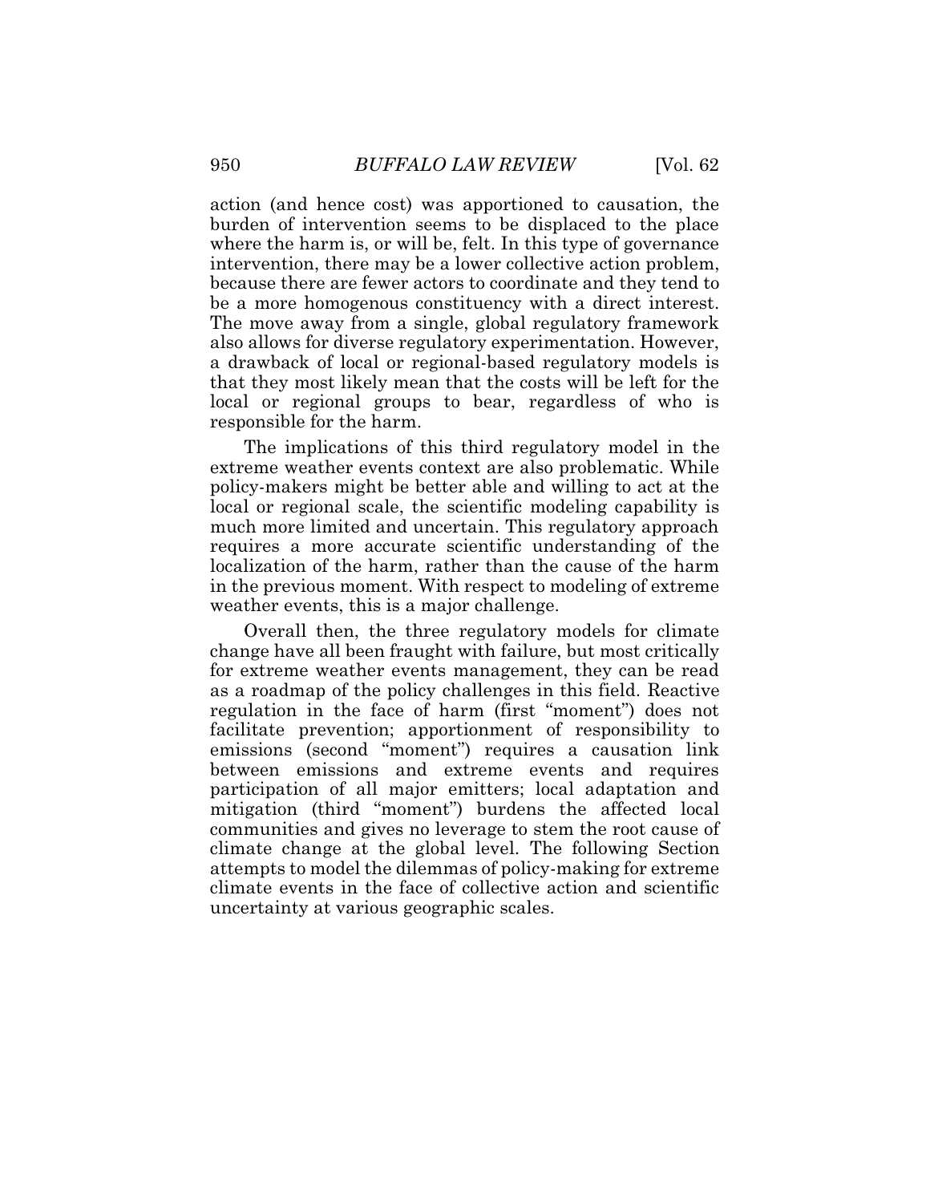action (and hence cost) was apportioned to causation, the burden of intervention seems to be displaced to the place where the harm is, or will be, felt. In this type of governance intervention, there may be a lower collective action problem, because there are fewer actors to coordinate and they tend to be a more homogenous constituency with a direct interest. The move away from a single, global regulatory framework also allows for diverse regulatory experimentation. However, a drawback of local or regional-based regulatory models is that they most likely mean that the costs will be left for the local or regional groups to bear, regardless of who is responsible for the harm.

The implications of this third regulatory model in the extreme weather events context are also problematic. While policy-makers might be better able and willing to act at the local or regional scale, the scientific modeling capability is much more limited and uncertain. This regulatory approach requires a more accurate scientific understanding of the localization of the harm, rather than the cause of the harm in the previous moment. With respect to modeling of extreme weather events, this is a major challenge.

Overall then, the three regulatory models for climate change have all been fraught with failure, but most critically for extreme weather events management, they can be read as a roadmap of the policy challenges in this field. Reactive regulation in the face of harm (first "moment") does not facilitate prevention; apportionment of responsibility to emissions (second "moment") requires a causation link between emissions and extreme events and requires participation of all major emitters; local adaptation and mitigation (third "moment") burdens the affected local communities and gives no leverage to stem the root cause of climate change at the global level. The following Section attempts to model the dilemmas of policy-making for extreme climate events in the face of collective action and scientific uncertainty at various geographic scales.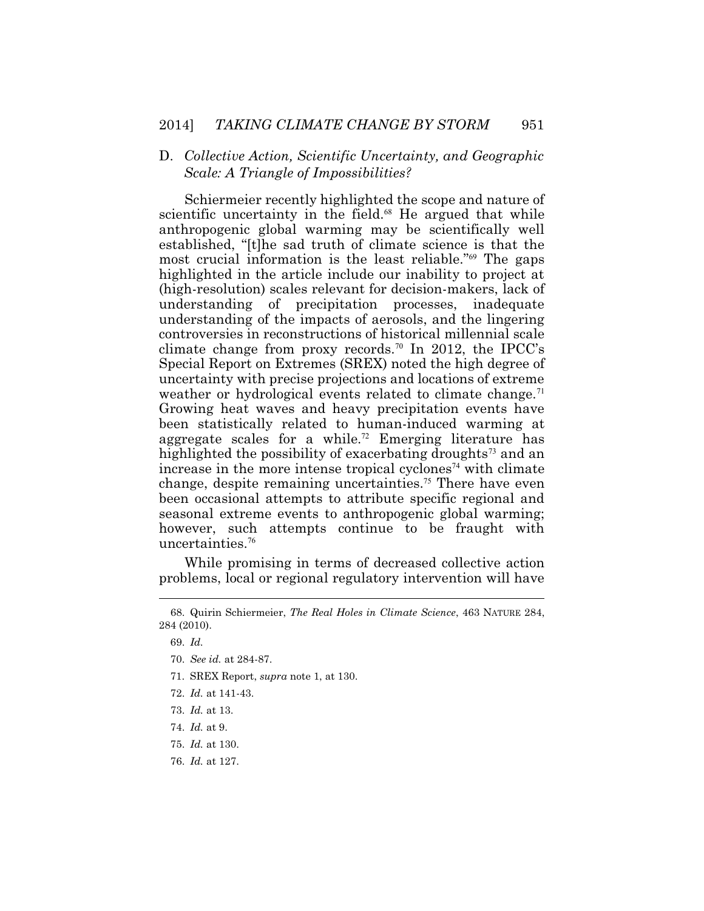### D. *Collective Action, Scientific Uncertainty, and Geographic Scale: A Triangle of Impossibilities?*

Schiermeier recently highlighted the scope and nature of scientific uncertainty in the field.[68] He argued that while anthropogenic global warming may be scientifically well established, "[t]he sad truth of climate science is that the most crucial information is the least reliable."[69] The gaps highlighted in the article include our inability to project at (high-resolution) scales relevant for decision-makers, lack of understanding of precipitation processes, inadequate understanding of the impacts of aerosols, and the lingering controversies in reconstructions of historical millennial scale climate change from proxy records.[70] In 2012, the IPCC's Special Report on Extremes (SREX) noted the high degree of uncertainty with precise projections and locations of extreme weather or hydrological events related to climate change.[71] Growing heat waves and heavy precipitation events have been statistically related to human-induced warming at aggregate scales for a while.[72] Emerging literature has highlighted the possibility of exacerbating droughts[73] and an increase in the more intense tropical cyclones[74] with climate change, despite remaining uncertainties.[75] There have even been occasional attempts to attribute specific regional and seasonal extreme events to anthropogenic global warming; however, such attempts continue to be fraught with uncertainties.[76]

While promising in terms of decreased collective action problems, local or regional regulatory intervention will have

---

68. Quirin Schiermeier, *The Real Holes in Climate Science*, 463 NATURE 284, 284 (2010).

69. *Id.*

70. *See id.* at 284-87.

71. SREX Report, *supra* note 1, at 130.

72. *Id.* at 141-43.

73. *Id.* at 13.

74. *Id.* at 9.

75. *Id.* at 130.

76. *Id.* at 127.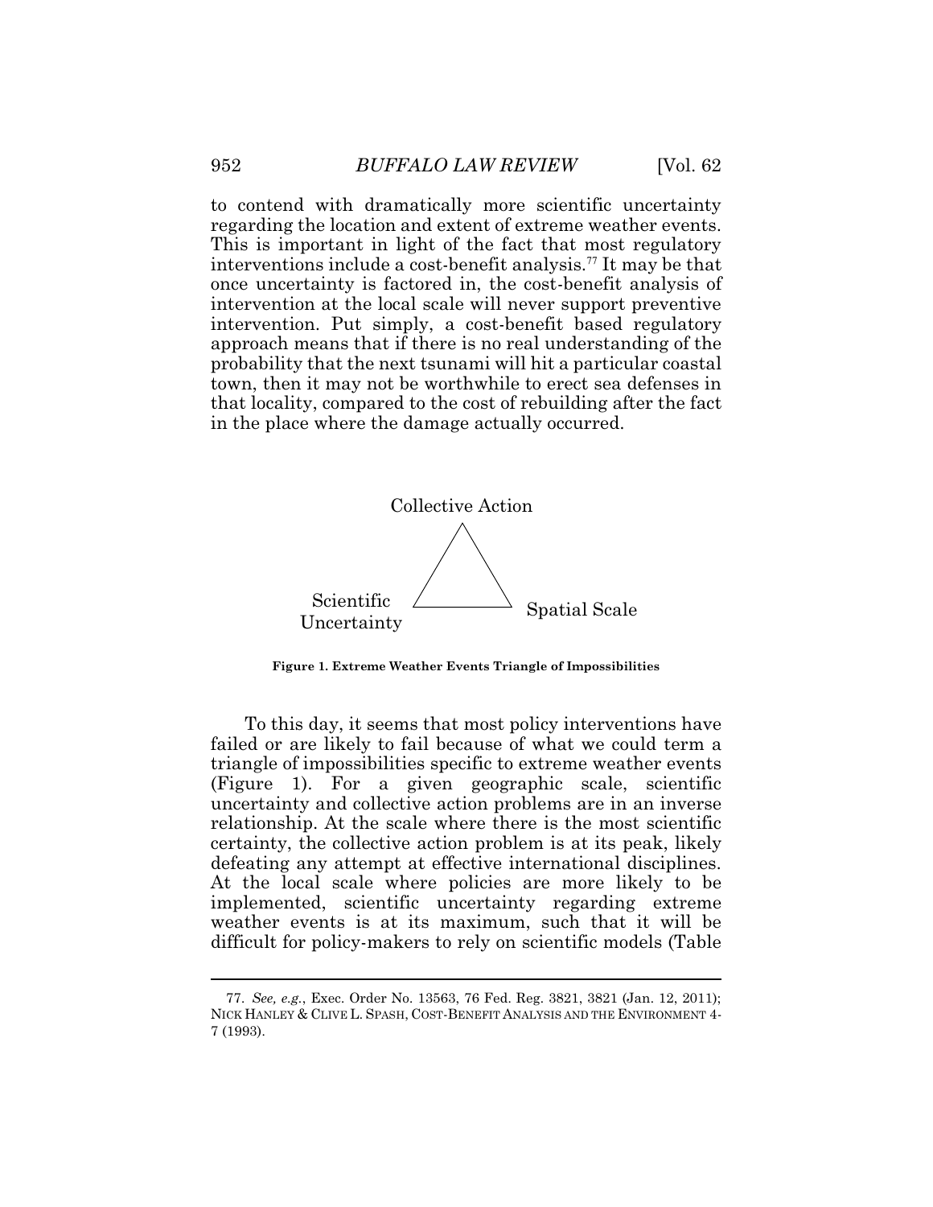to contend with dramatically more scientific uncertainty regarding the location and extent of extreme weather events. This is important in light of the fact that most regulatory interventions include a cost-benefit analysis.[77] It may be that once uncertainty is factored in, the cost-benefit analysis of intervention at the local scale will never support preventive intervention. Put simply, a cost-benefit based regulatory approach means that if there is no real understanding of the probability that the next tsunami will hit a particular coastal town, then it may not be worthwhile to erect sea defenses in that locality, compared to the cost of rebuilding after the fact in the place where the damage actually occurred.

Collective Action

Scientific Uncertainty

Spatial Scale

**Figure 1. Extreme Weather Events Triangle of Impossibilities**

To this day, it seems that most policy interventions have failed or are likely to fail because of what we could term a triangle of impossibilities specific to extreme weather events (Figure 1). For a given geographic scale, scientific uncertainty and collective action problems are in an inverse relationship. At the scale where there is the most scientific certainty, the collective action problem is at its peak, likely defeating any attempt at effective international disciplines. At the local scale where policies are more likely to be implemented, scientific uncertainty regarding extreme weather events is at its maximum, such that it will be difficult for policy-makers to rely on scientific models (Table

---

77. *See, e.g.*, Exec. Order No. 13563, 76 Fed. Reg. 3821, 3821 (Jan. 12, 2011); NICK HANLEY & CLIVE L. SPASH, COST-BENEFIT ANALYSIS AND THE ENVIRONMENT 4-7 (1993).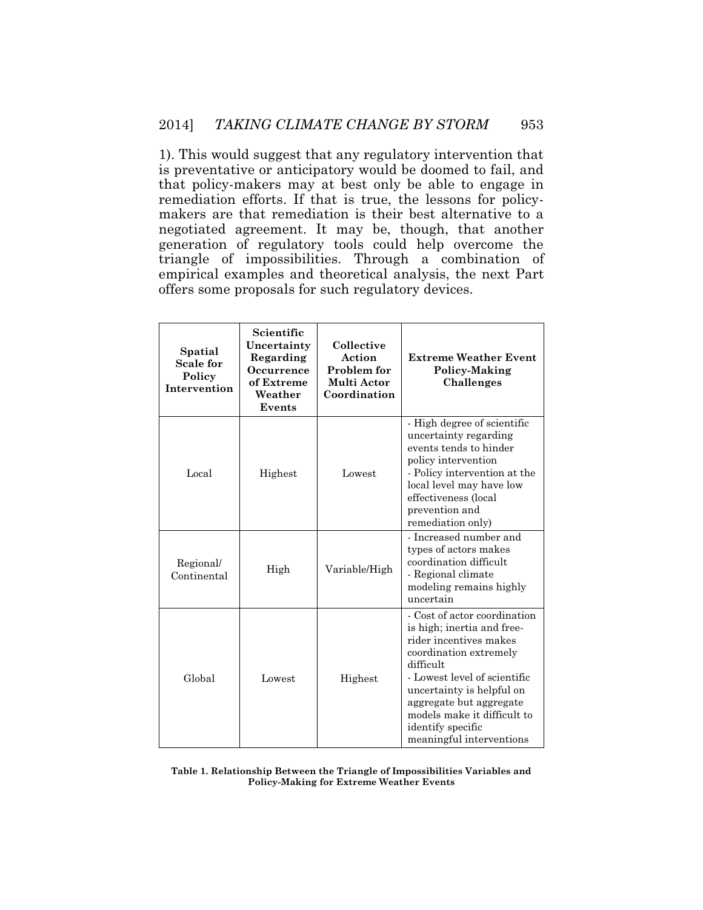1). This would suggest that any regulatory intervention that is preventative or anticipatory would be doomed to fail, and that policy-makers may at best only be able to engage in remediation efforts. If that is true, the lessons for policy-makers are that remediation is their best alternative to a negotiated agreement. It may be, though, that another generation of regulatory tools could help overcome the triangle of impossibilities. Through a combination of empirical examples and theoretical analysis, the next Part offers some proposals for such regulatory devices.

| Spatial Scale for Policy Intervention | Scientific Uncertainty Regarding Occurrence of Extreme Weather Events | Collective Action Problem for Multi Actor Coordination | Extreme Weather Event Policy-Making Challenges |
|---|---|---|---|
| Local | Highest | Lowest | - High degree of scientific uncertainty regarding events tends to hinder policy intervention<br>- Policy intervention at the local level may have low effectiveness (local prevention and remediation only) |
| Regional/ Continental | High | Variable/High | - Increased number and types of actors makes coordination difficult<br>- Regional climate modeling remains highly uncertain |
| Global | Lowest | Highest | - Cost of actor coordination is high; inertia and free-rider incentives makes coordination extremely difficult<br>- Lowest level of scientific uncertainty is helpful on aggregate but aggregate models make it difficult to identify specific meaningful interventions |

**Table 1. Relationship Between the Triangle of Impossibilities Variables and Policy-Making for Extreme Weather Events**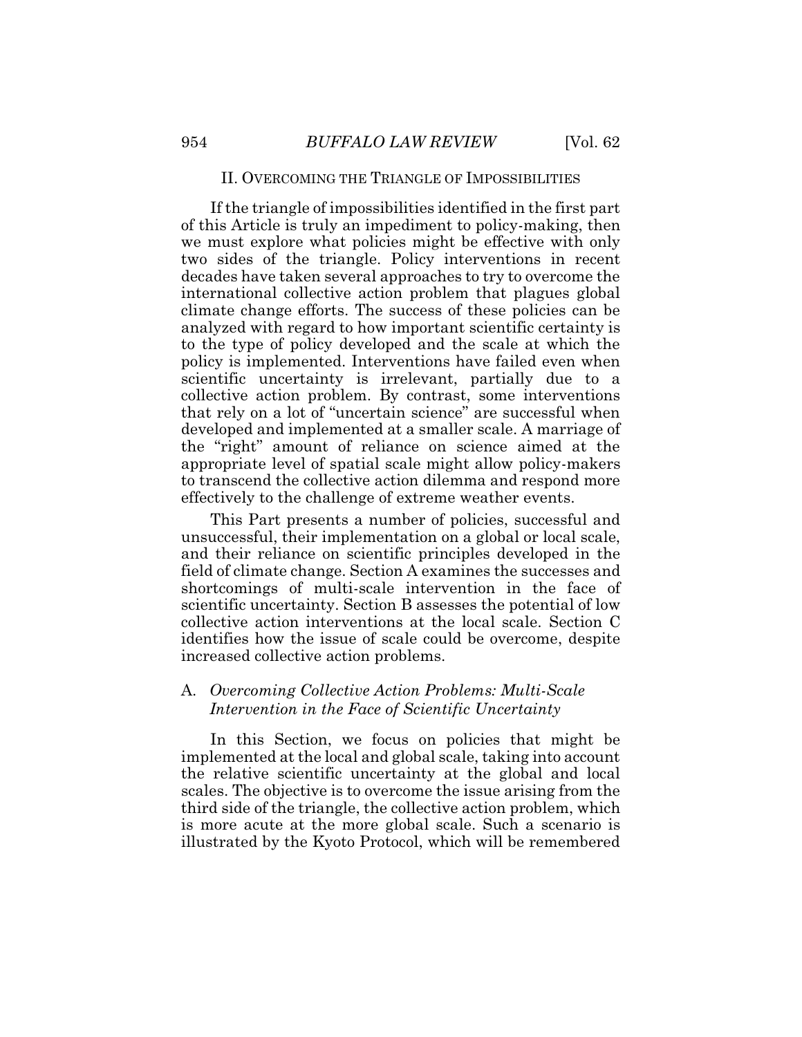## II. Overcoming the Triangle of Impossibilities

If the triangle of impossibilities identified in the first part of this Article is truly an impediment to policy-making, then we must explore what policies might be effective with only two sides of the triangle. Policy interventions in recent decades have taken several approaches to try to overcome the international collective action problem that plagues global climate change efforts. The success of these policies can be analyzed with regard to how important scientific certainty is to the type of policy developed and the scale at which the policy is implemented. Interventions have failed even when scientific uncertainty is irrelevant, partially due to a collective action problem. By contrast, some interventions that rely on a lot of "uncertain science" are successful when developed and implemented at a smaller scale. A marriage of the "right" amount of reliance on science aimed at the appropriate level of spatial scale might allow policy-makers to transcend the collective action dilemma and respond more effectively to the challenge of extreme weather events.

This Part presents a number of policies, successful and unsuccessful, their implementation on a global or local scale, and their reliance on scientific principles developed in the field of climate change. Section A examines the successes and shortcomings of multi-scale intervention in the face of scientific uncertainty. Section B assesses the potential of low collective action interventions at the local scale. Section C identifies how the issue of scale could be overcome, despite increased collective action problems.

### A. *Overcoming Collective Action Problems: Multi-Scale Intervention in the Face of Scientific Uncertainty*

In this Section, we focus on policies that might be implemented at the local and global scale, taking into account the relative scientific uncertainty at the global and local scales. The objective is to overcome the issue arising from the third side of the triangle, the collective action problem, which is more acute at the more global scale. Such a scenario is illustrated by the Kyoto Protocol, which will be remembered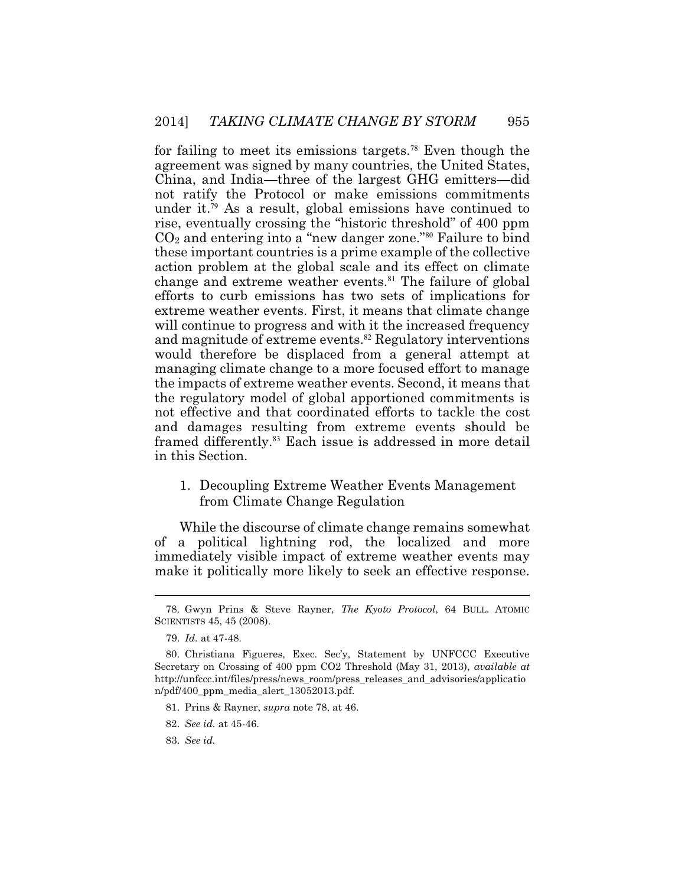for failing to meet its emissions targets.[78] Even though the agreement was signed by many countries, the United States, China, and India—three of the largest GHG emitters—did not ratify the Protocol or make emissions commitments under it.[79] As a result, global emissions have continued to rise, eventually crossing the "historic threshold" of 400 ppm $CO_2$ and entering into a "new danger zone."[80] Failure to bind these important countries is a prime example of the collective action problem at the global scale and its effect on climate change and extreme weather events.[81] The failure of global efforts to curb emissions has two sets of implications for extreme weather events. First, it means that climate change will continue to progress and with it the increased frequency and magnitude of extreme events.[82] Regulatory interventions would therefore be displaced from a general attempt at managing climate change to a more focused effort to manage the impacts of extreme weather events. Second, it means that the regulatory model of global apportioned commitments is not effective and that coordinated efforts to tackle the cost and damages resulting from extreme events should be framed differently.[83] Each issue is addressed in more detail in this Section.

### 1. Decoupling Extreme Weather Events Management from Climate Change Regulation

While the discourse of climate change remains somewhat of a political lightning rod, the localized and more immediately visible impact of extreme weather events may make it politically more likely to seek an effective response.

---

78. Gwyn Prins & Steve Rayner, *The Kyoto Protocol*, 64 BULL. ATOMIC SCIENTISTS 45, 45 (2008).

79. *Id.* at 47-48.

80. Christiana Figueres, Exec. Sec'y, Statement by UNFCCC Executive Secretary on Crossing of 400 ppm CO2 Threshold (May 31, 2013), *available at* http://unfccc.int/files/press/news_room/press_releases_and_advisories/application/pdf/400_ppm_media_alert_13052013.pdf.

81. Prins & Rayner, *supra* note 78, at 46.

82. *See id.* at 45-46.

83. *See id.*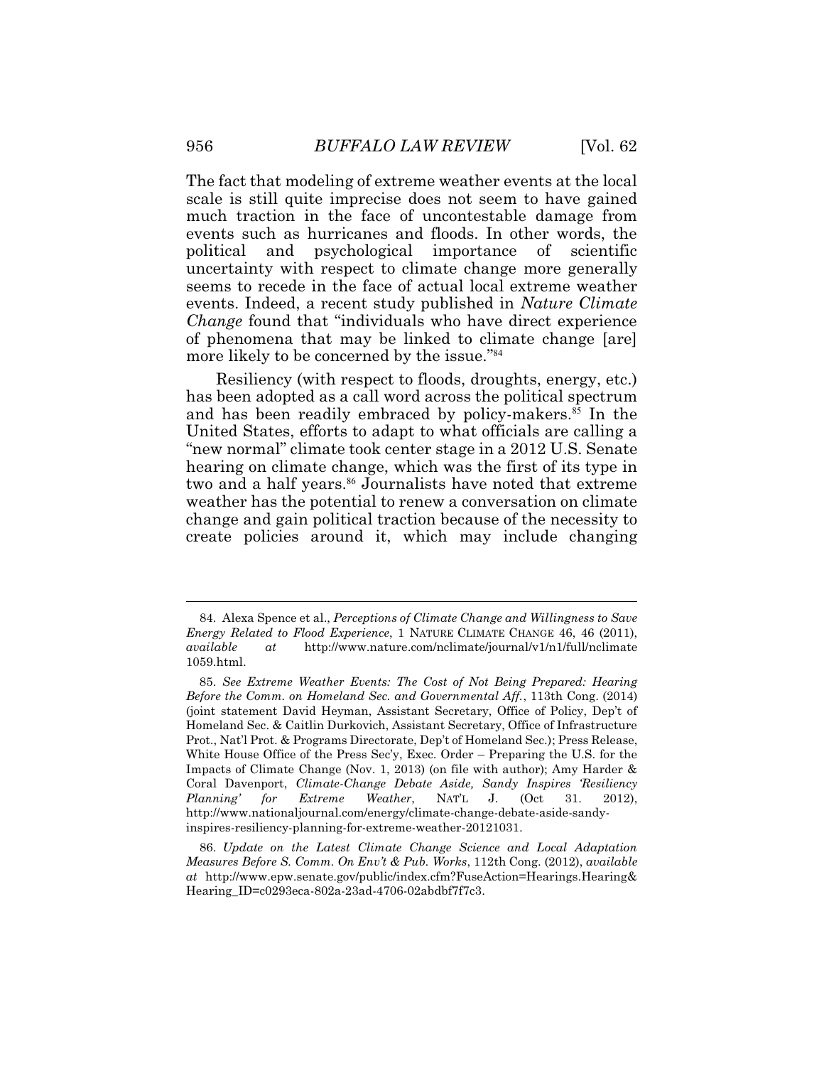The fact that modeling of extreme weather events at the local scale is still quite imprecise does not seem to have gained much traction in the face of uncontestable damage from events such as hurricanes and floods. In other words, the political and psychological importance of scientific uncertainty with respect to climate change more generally seems to recede in the face of actual local extreme weather events. Indeed, a recent study published in *Nature Climate Change* found that "individuals who have direct experience of phenomena that may be linked to climate change [are] more likely to be concerned by the issue."[84]

Resiliency (with respect to floods, droughts, energy, etc.) has been adopted as a call word across the political spectrum and has been readily embraced by policy-makers.[85] In the United States, efforts to adapt to what officials are calling a "new normal" climate took center stage in a 2012 U.S. Senate hearing on climate change, which was the first of its type in two and a half years.[86] Journalists have noted that extreme weather has the potential to renew a conversation on climate change and gain political traction because of the necessity to create policies around it, which may include changing

---

84. Alexa Spence et al., *Perceptions of Climate Change and Willingness to Save Energy Related to Flood Experience*, 1 NATURE CLIMATE CHANGE 46, 46 (2011), *available at* http://www.nature.com/nclimate/journal/v1/n1/full/nclimate1059.html.

85. *See Extreme Weather Events: The Cost of Not Being Prepared: Hearing Before the Comm. on Homeland Sec. and Governmental Aff.*, 113th Cong. (2014) (joint statement David Heyman, Assistant Secretary, Office of Policy, Dep't of Homeland Sec. & Caitlin Durkovich, Assistant Secretary, Office of Infrastructure Prot., Nat'l Prot. & Programs Directorate, Dep't of Homeland Sec.); Press Release, White House Office of the Press Sec'y, Exec. Order – Preparing the U.S. for the Impacts of Climate Change (Nov. 1, 2013) (on file with author); Amy Harder & Coral Davenport, *Climate-Change Debate Aside, Sandy Inspires 'Resiliency Planning' for Extreme Weather*, NAT'L J. (Oct 31. 2012), http://www.nationaljournal.com/energy/climate-change-debate-aside-sandy-inspires-resiliency-planning-for-extreme-weather-20121031.

86. *Update on the Latest Climate Change Science and Local Adaptation Measures Before S. Comm. On Env't & Pub. Works*, 112th Cong. (2012), *available at* http://www.epw.senate.gov/public/index.cfm?FuseAction=Hearings.Hearing&Hearing_ID=c0293eca-802a-23ad-4706-02abdbf7f7c3.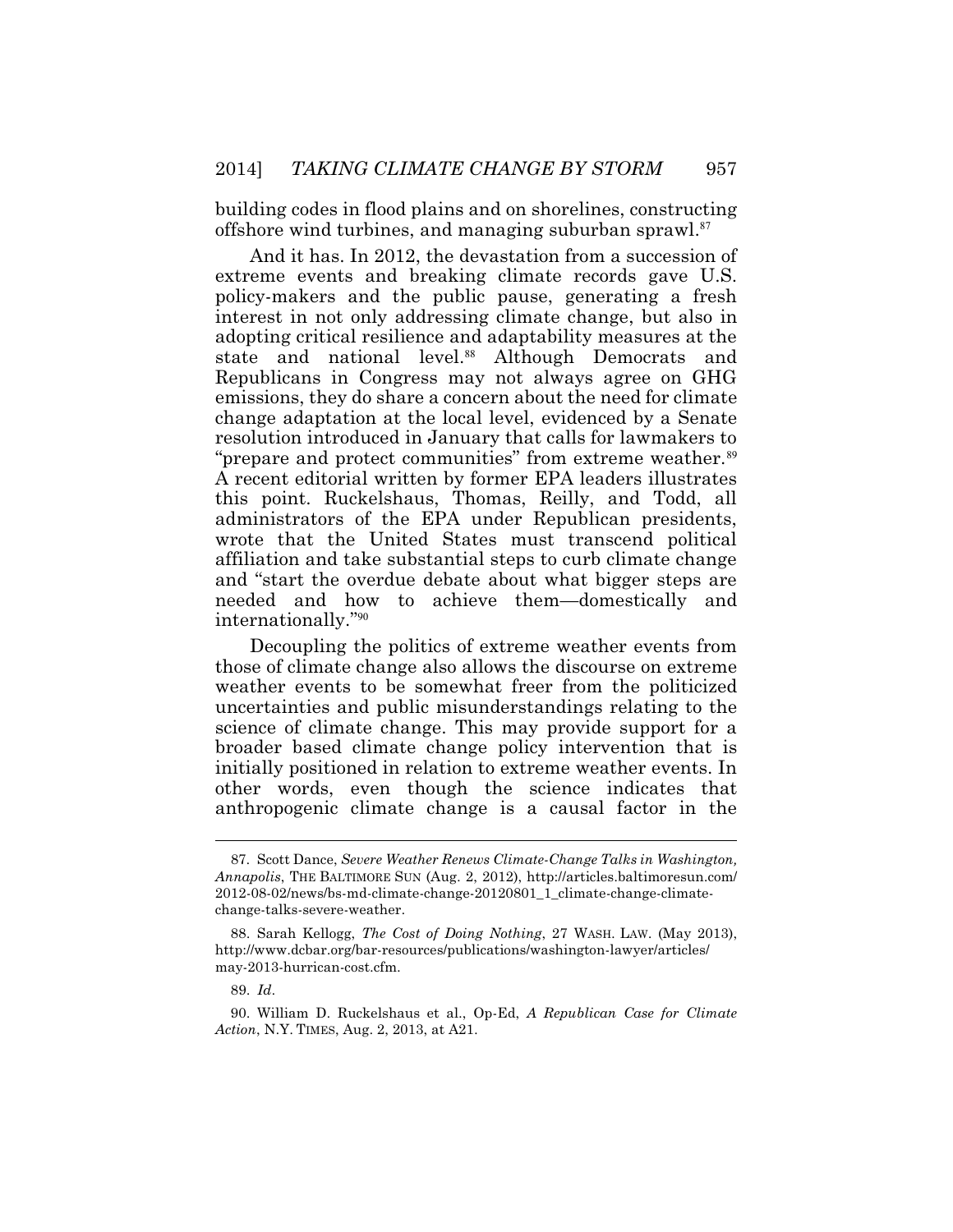building codes in flood plains and on shorelines, constructing offshore wind turbines, and managing suburban sprawl.[87]

And it has. In 2012, the devastation from a succession of extreme events and breaking climate records gave U.S. policy-makers and the public pause, generating a fresh interest in not only addressing climate change, but also in adopting critical resilience and adaptability measures at the state and national level.[88] Although Democrats and Republicans in Congress may not always agree on GHG emissions, they do share a concern about the need for climate change adaptation at the local level, evidenced by a Senate resolution introduced in January that calls for lawmakers to "prepare and protect communities" from extreme weather.[89] A recent editorial written by former EPA leaders illustrates this point. Ruckelshaus, Thomas, Reilly, and Todd, all administrators of the EPA under Republican presidents, wrote that the United States must transcend political affiliation and take substantial steps to curb climate change and "start the overdue debate about what bigger steps are needed and how to achieve them—domestically and internationally."[90]

Decoupling the politics of extreme weather events from those of climate change also allows the discourse on extreme weather events to be somewhat freer from the politicized uncertainties and public misunderstandings relating to the science of climate change. This may provide support for a broader based climate change policy intervention that is initially positioned in relation to extreme weather events. In other words, even though the science indicates that anthropogenic climate change is a causal factor in the

---

87. Scott Dance, *Severe Weather Renews Climate-Change Talks in Washington, Annapolis*, THE BALTIMORE SUN (Aug. 2, 2012), http://articles.baltimoresun.com/2012-08-02/news/bs-md-climate-change-20120801_1_climate-change-climate-change-talks-severe-weather.

88. Sarah Kellogg, *The Cost of Doing Nothing*, 27 WASH. LAW. (May 2013), http://www.dcbar.org/bar-resources/publications/washington-lawyer/articles/may-2013-hurrican-cost.cfm.

89. *Id*.

90. William D. Ruckelshaus et al., Op-Ed, *A Republican Case for Climate Action*, N.Y. TIMES, Aug. 2, 2013, at A21.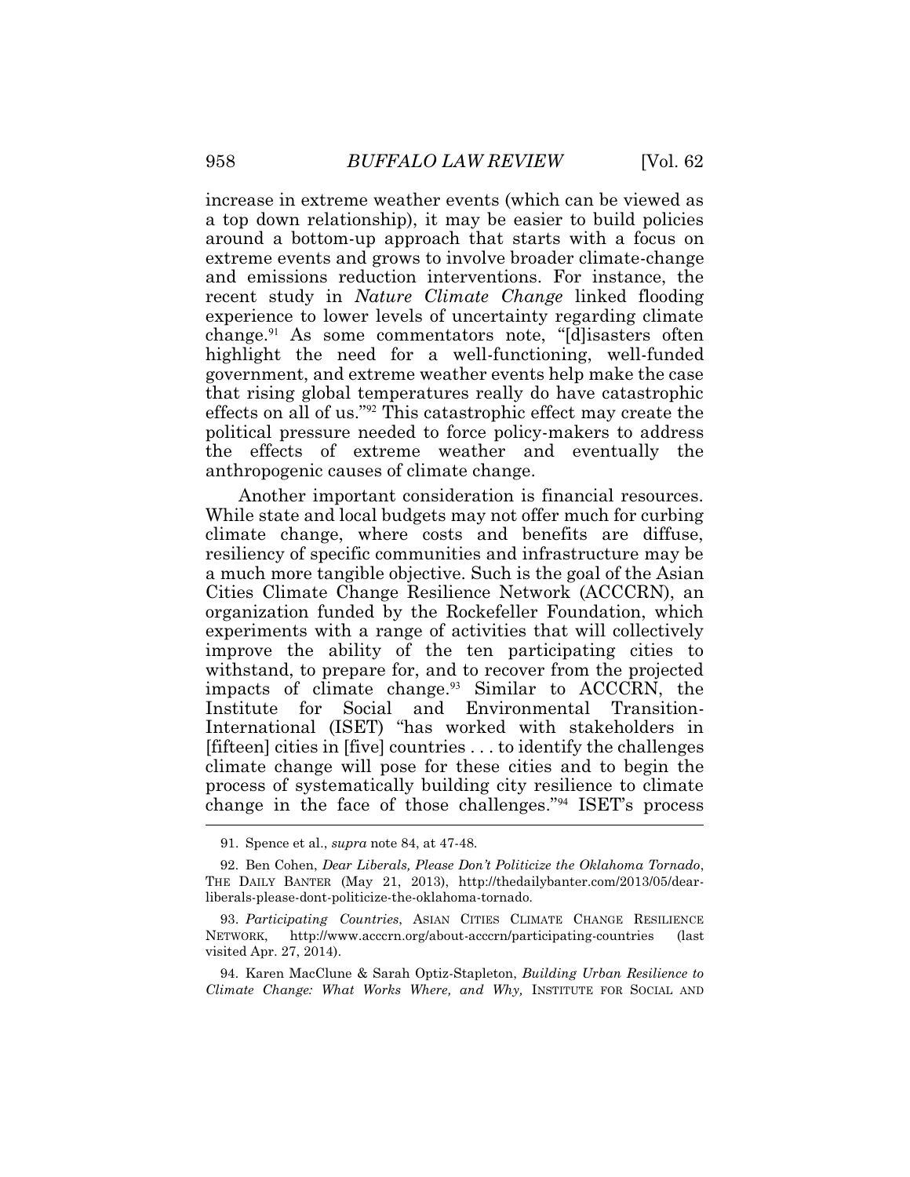increase in extreme weather events (which can be viewed as a top down relationship), it may be easier to build policies around a bottom-up approach that starts with a focus on extreme events and grows to involve broader climate-change and emissions reduction interventions. For instance, the recent study in *Nature Climate Change* linked flooding experience to lower levels of uncertainty regarding climate change.[91] As some commentators note, "[d]isasters often highlight the need for a well-functioning, well-funded government, and extreme weather events help make the case that rising global temperatures really do have catastrophic effects on all of us."[92] This catastrophic effect may create the political pressure needed to force policy-makers to address the effects of extreme weather and eventually the anthropogenic causes of climate change.

Another important consideration is financial resources. While state and local budgets may not offer much for curbing climate change, where costs and benefits are diffuse, resiliency of specific communities and infrastructure may be a much more tangible objective. Such is the goal of the Asian Cities Climate Change Resilience Network (ACCCRN), an organization funded by the Rockefeller Foundation, which experiments with a range of activities that will collectively improve the ability of the ten participating cities to withstand, to prepare for, and to recover from the projected impacts of climate change.[93] Similar to ACCCRN, the Institute for Social and Environmental Transition-International (ISET) "has worked with stakeholders in [fifteen] cities in [five] countries . . . to identify the challenges climate change will pose for these cities and to begin the process of systematically building city resilience to climate change in the face of those challenges."[94] ISET's process

---

91. Spence et al., *supra* note 84, at 47-48.

92. Ben Cohen, *Dear Liberals, Please Don't Politicize the Oklahoma Tornado*, THE DAILY BANTER (May 21, 2013), http://thedailybanter.com/2013/05/dear-liberals-please-dont-politicize-the-oklahoma-tornado.

93. *Participating Countries*, ASIAN CITIES CLIMATE CHANGE RESILIENCE NETWORK, http://www.acccrn.org/about-acccrn/participating-countries (last visited Apr. 27, 2014).

94. Karen MacClune & Sarah Optiz-Stapleton, *Building Urban Resilience to Climate Change: What Works Where, and Why,* INSTITUTE FOR SOCIAL AND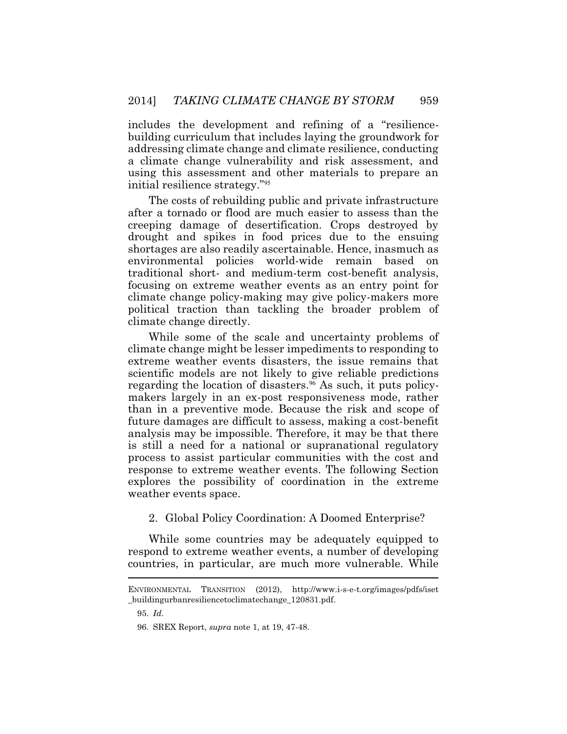includes the development and refining of a "resilience-building curriculum that includes laying the groundwork for addressing climate change and climate resilience, conducting a climate change vulnerability and risk assessment, and using this assessment and other materials to prepare an initial resilience strategy."[95]

The costs of rebuilding public and private infrastructure after a tornado or flood are much easier to assess than the creeping damage of desertification. Crops destroyed by drought and spikes in food prices due to the ensuing shortages are also readily ascertainable. Hence, inasmuch as environmental policies world-wide remain based on traditional short- and medium-term cost-benefit analysis, focusing on extreme weather events as an entry point for climate change policy-making may give policy-makers more political traction than tackling the broader problem of climate change directly.

While some of the scale and uncertainty problems of climate change might be lesser impediments to responding to extreme weather events disasters, the issue remains that scientific models are not likely to give reliable predictions regarding the location of disasters.[96] As such, it puts policy-makers largely in an ex-post responsiveness mode, rather than in a preventive mode. Because the risk and scope of future damages are difficult to assess, making a cost-benefit analysis may be impossible. Therefore, it may be that there is still a need for a national or supranational regulatory process to assist particular communities with the cost and response to extreme weather events. The following Section explores the possibility of coordination in the extreme weather events space.

### 2. Global Policy Coordination: A Doomed Enterprise?

While some countries may be adequately equipped to respond to extreme weather events, a number of developing countries, in particular, are much more vulnerable. While

---

ENVIRONMENTAL TRANSITION (2012), http://www.i-s-e-t.org/images/pdfs/iset_buildingurbanresiliencetoclimatechange_120831.pdf.

95. *Id.*

96. SREX Report, *supra* note 1, at 19, 47-48.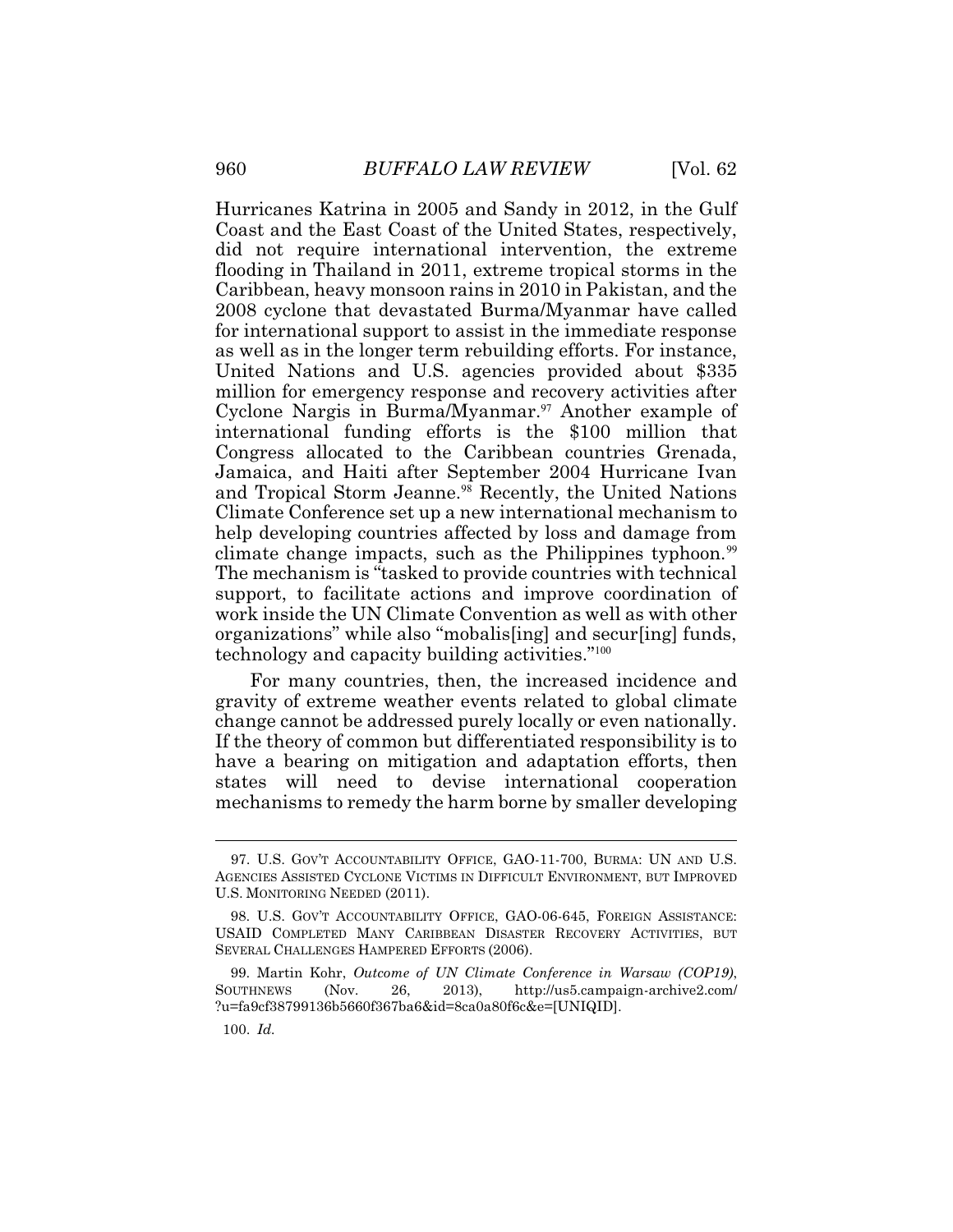Hurricanes Katrina in 2005 and Sandy in 2012, in the Gulf Coast and the East Coast of the United States, respectively, did not require international intervention, the extreme flooding in Thailand in 2011, extreme tropical storms in the Caribbean, heavy monsoon rains in 2010 in Pakistan, and the 2008 cyclone that devastated Burma/Myanmar have called for international support to assist in the immediate response as well as in the longer term rebuilding efforts. For instance, United Nations and U.S. agencies provided about $335 million for emergency response and recovery activities after Cyclone Nargis in Burma/Myanmar.[97] Another example of international funding efforts is the $100 million that Congress allocated to the Caribbean countries Grenada, Jamaica, and Haiti after September 2004 Hurricane Ivan and Tropical Storm Jeanne.[98] Recently, the United Nations Climate Conference set up a new international mechanism to help developing countries affected by loss and damage from climate change impacts, such as the Philippines typhoon.[99] The mechanism is "tasked to provide countries with technical support, to facilitate actions and improve coordination of work inside the UN Climate Convention as well as with other organizations" while also "mobalis[ing] and secur[ing] funds, technology and capacity building activities."[100]

For many countries, then, the increased incidence and gravity of extreme weather events related to global climate change cannot be addressed purely locally or even nationally. If the theory of common but differentiated responsibility is to have a bearing on mitigation and adaptation efforts, then states will need to devise international cooperation mechanisms to remedy the harm borne by smaller developing

---

97. U.S. GOV'T ACCOUNTABILITY OFFICE, GAO-11-700, BURMA: UN AND U.S. AGENCIES ASSISTED CYCLONE VICTIMS IN DIFFICULT ENVIRONMENT, BUT IMPROVED U.S. MONITORING NEEDED (2011).

98. U.S. GOV'T ACCOUNTABILITY OFFICE, GAO-06-645, FOREIGN ASSISTANCE: USAID COMPLETED MANY CARIBBEAN DISASTER RECOVERY ACTIVITIES, BUT SEVERAL CHALLENGES HAMPERED EFFORTS (2006).

99. Martin Kohr, *Outcome of UN Climate Conference in Warsaw (COP19)*, SOUTHNEWS (Nov. 26, 2013), http://us5.campaign-archive2.com/?u=fa9cf38799136b5660f367ba6&id=8ca0a80f6c&e=[UNIQID].

100. *Id.*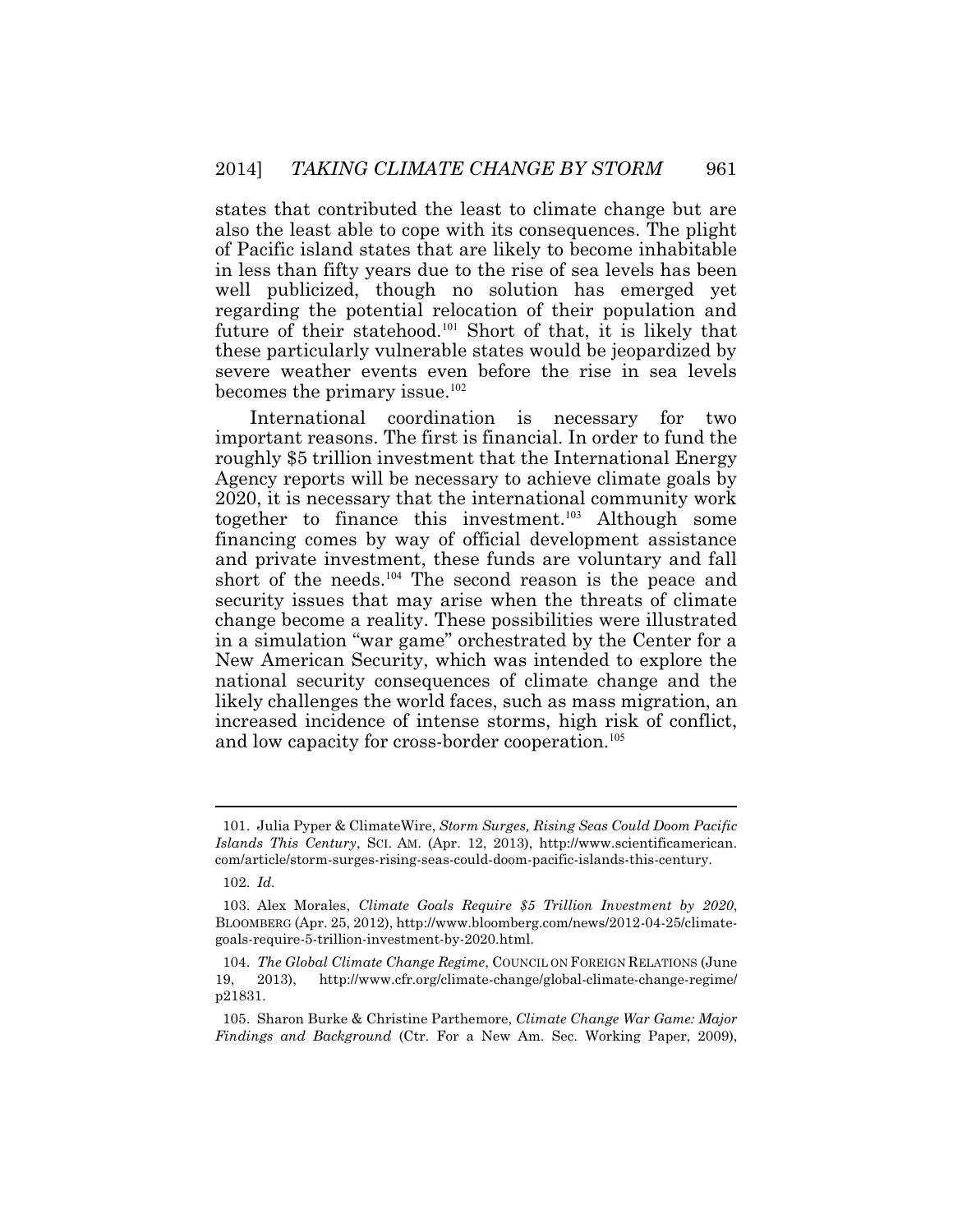states that contributed the least to climate change but are also the least able to cope with its consequences. The plight of Pacific island states that are likely to become inhabitable in less than fifty years due to the rise of sea levels has been well publicized, though no solution has emerged yet regarding the potential relocation of their population and future of their statehood.[101] Short of that, it is likely that these particularly vulnerable states would be jeopardized by severe weather events even before the rise in sea levels becomes the primary issue.[102]

International coordination is necessary for two important reasons. The first is financial. In order to fund the roughly $5 trillion investment that the International Energy Agency reports will be necessary to achieve climate goals by 2020, it is necessary that the international community work together to finance this investment.[103] Although some financing comes by way of official development assistance and private investment, these funds are voluntary and fall short of the needs.[104] The second reason is the peace and security issues that may arise when the threats of climate change become a reality. These possibilities were illustrated in a simulation "war game" orchestrated by the Center for a New American Security, which was intended to explore the national security consequences of climate change and the likely challenges the world faces, such as mass migration, an increased incidence of intense storms, high risk of conflict, and low capacity for cross-border cooperation.[105]

---

101. Julia Pyper & ClimateWire, *Storm Surges, Rising Seas Could Doom Pacific Islands This Century*, SCI. AM. (Apr. 12, 2013), http://www.scientificamerican.com/article/storm-surges-rising-seas-could-doom-pacific-islands-this-century.

102. *Id.*

103. Alex Morales, *Climate Goals Require $5 Trillion Investment by 2020*, BLOOMBERG (Apr. 25, 2012), http://www.bloomberg.com/news/2012-04-25/climate-goals-require-5-trillion-investment-by-2020.html.

104. *The Global Climate Change Regime*, COUNCIL ON FOREIGN RELATIONS (June 19, 2013), http://www.cfr.org/climate-change/global-climate-change-regime/p21831.

105. Sharon Burke & Christine Parthemore, *Climate Change War Game: Major Findings and Background* (Ctr. For a New Am. Sec. Working Paper, 2009),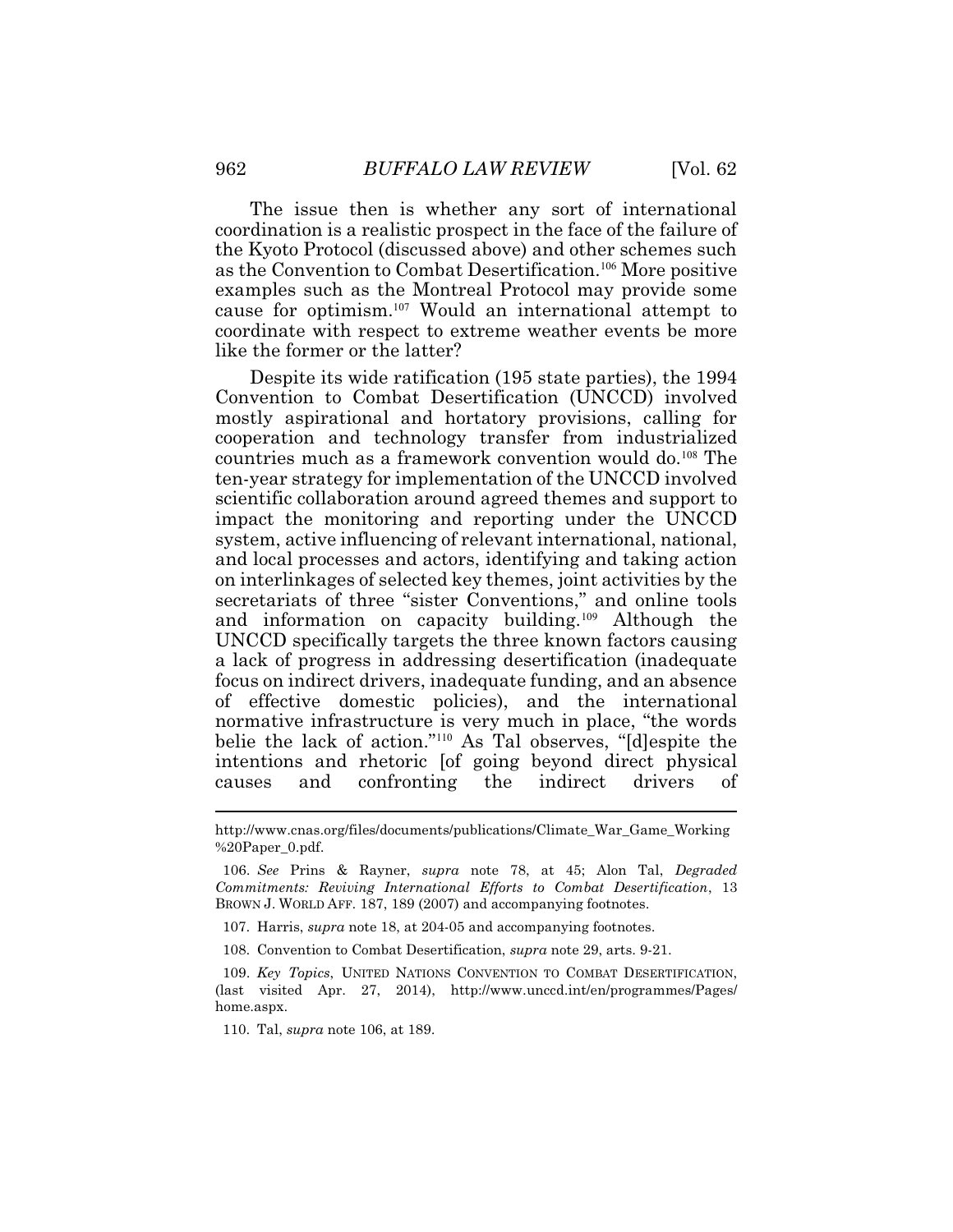The issue then is whether any sort of international coordination is a realistic prospect in the face of the failure of the Kyoto Protocol (discussed above) and other schemes such as the Convention to Combat Desertification.[106] More positive examples such as the Montreal Protocol may provide some cause for optimism.[107] Would an international attempt to coordinate with respect to extreme weather events be more like the former or the latter?

Despite its wide ratification (195 state parties), the 1994 Convention to Combat Desertification (UNCCD) involved mostly aspirational and hortatory provisions, calling for cooperation and technology transfer from industrialized countries much as a framework convention would do.[108] The ten-year strategy for implementation of the UNCCD involved scientific collaboration around agreed themes and support to impact the monitoring and reporting under the UNCCD system, active influencing of relevant international, national, and local processes and actors, identifying and taking action on interlinkages of selected key themes, joint activities by the secretariats of three "sister Conventions," and online tools and information on capacity building.[109] Although the UNCCD specifically targets the three known factors causing a lack of progress in addressing desertification (inadequate focus on indirect drivers, inadequate funding, and an absence of effective domestic policies), and the international normative infrastructure is very much in place, "the words belie the lack of action."[110] As Tal observes, "[d]espite the intentions and rhetoric [of going beyond direct physical causes and confronting the indirect drivers of

---

http://www.cnas.org/files/documents/publications/Climate_War_Game_Working%20Paper_0.pdf.

106. *See* Prins & Rayner, *supra* note 78, at 45; Alon Tal, *Degraded Commitments: Reviving International Efforts to Combat Desertification*, 13 BROWN J. WORLD AFF. 187, 189 (2007) and accompanying footnotes.

107. Harris, *supra* note 18, at 204-05 and accompanying footnotes.

108. Convention to Combat Desertification, *supra* note 29, arts. 9-21.

109. *Key Topics*, UNITED NATIONS CONVENTION TO COMBAT DESERTIFICATION, (last visited Apr. 27, 2014), http://www.unccd.int/en/programmes/Pages/home.aspx.

110. Tal, *supra* note 106, at 189.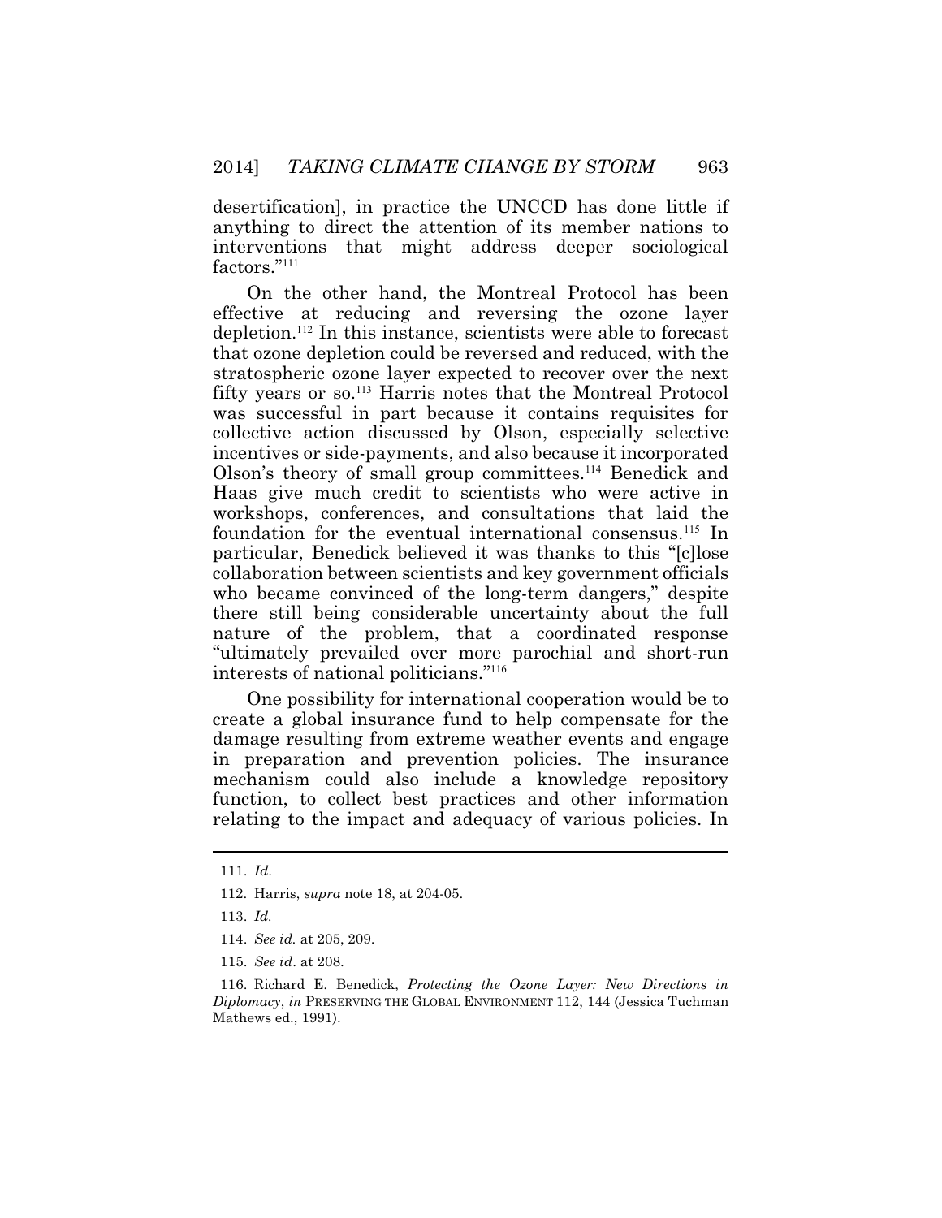desertification], in practice the UNCCD has done little if anything to direct the attention of its member nations to interventions that might address deeper sociological factors."[111]

On the other hand, the Montreal Protocol has been effective at reducing and reversing the ozone layer depletion.[112] In this instance, scientists were able to forecast that ozone depletion could be reversed and reduced, with the stratospheric ozone layer expected to recover over the next fifty years or so.[113] Harris notes that the Montreal Protocol was successful in part because it contains requisites for collective action discussed by Olson, especially selective incentives or side-payments, and also because it incorporated Olson's theory of small group committees.[114] Benedick and Haas give much credit to scientists who were active in workshops, conferences, and consultations that laid the foundation for the eventual international consensus.[115] In particular, Benedick believed it was thanks to this "[c]lose collaboration between scientists and key government officials who became convinced of the long-term dangers," despite there still being considerable uncertainty about the full nature of the problem, that a coordinated response "ultimately prevailed over more parochial and short-run interests of national politicians."[116]

One possibility for international cooperation would be to create a global insurance fund to help compensate for the damage resulting from extreme weather events and engage in preparation and prevention policies. The insurance mechanism could also include a knowledge repository function, to collect best practices and other information relating to the impact and adequacy of various policies. In

---

111. *Id.*

112. Harris, *supra* note 18, at 204-05.

113. *Id.*

114. *See id.* at 205, 209.

115. *See id*. at 208.

116. Richard E. Benedick, *Protecting the Ozone Layer: New Directions in Diplomacy*, *in* PRESERVING THE GLOBAL ENVIRONMENT 112, 144 (Jessica Tuchman Mathews ed., 1991).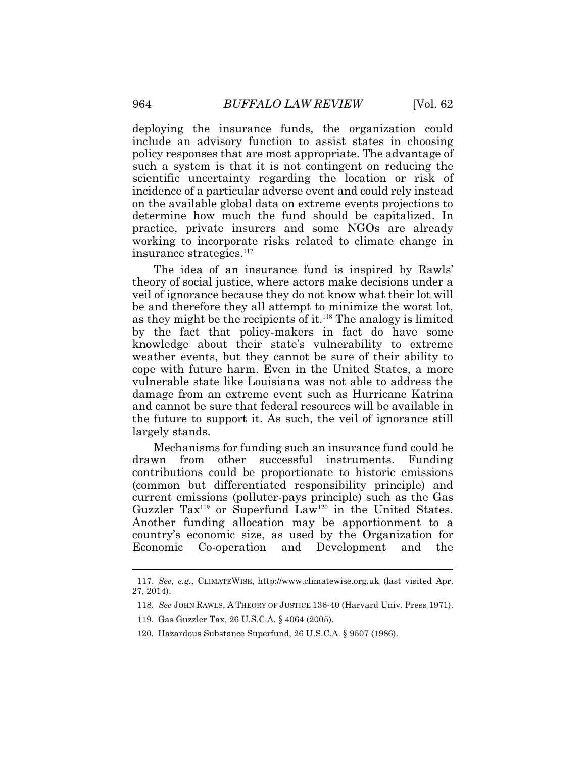deploying the insurance funds, the organization could include an advisory function to assist states in choosing policy responses that are most appropriate. The advantage of such a system is that it is not contingent on reducing the scientific uncertainty regarding the location or risk of incidence of a particular adverse event and could rely instead on the available global data on extreme events projections to determine how much the fund should be capitalized. In practice, private insurers and some NGOs are already working to incorporate risks related to climate change in insurance strategies.[117]

The idea of an insurance fund is inspired by Rawls' theory of social justice, where actors make decisions under a veil of ignorance because they do not know what their lot will be and therefore they all attempt to minimize the worst lot, as they might be the recipients of it.[118] The analogy is limited by the fact that policy-makers in fact do have some knowledge about their state's vulnerability to extreme weather events, but they cannot be sure of their ability to cope with future harm. Even in the United States, a more vulnerable state like Louisiana was not able to address the damage from an extreme event such as Hurricane Katrina and cannot be sure that federal resources will be available in the future to support it. As such, the veil of ignorance still largely stands.

Mechanisms for funding such an insurance fund could be drawn from other successful instruments. Funding contributions could be proportionate to historic emissions (common but differentiated responsibility principle) and current emissions (polluter-pays principle) such as the Gas Guzzler Tax[119] or Superfund Law[120] in the United States. Another funding allocation may be apportionment to a country's economic size, as used by the Organization for Economic Co-operation and Development and the

---

117. *See, e.g.*, CLIMATEWISE, http://www.climatewise.org.uk (last visited Apr. 27, 2014).

118. *See* JOHN RAWLS, A THEORY OF JUSTICE 136-40 (Harvard Univ. Press 1971).

119. Gas Guzzler Tax, 26 U.S.C.A. § 4064 (2005).

120. Hazardous Substance Superfund, 26 U.S.C.A. § 9507 (1986).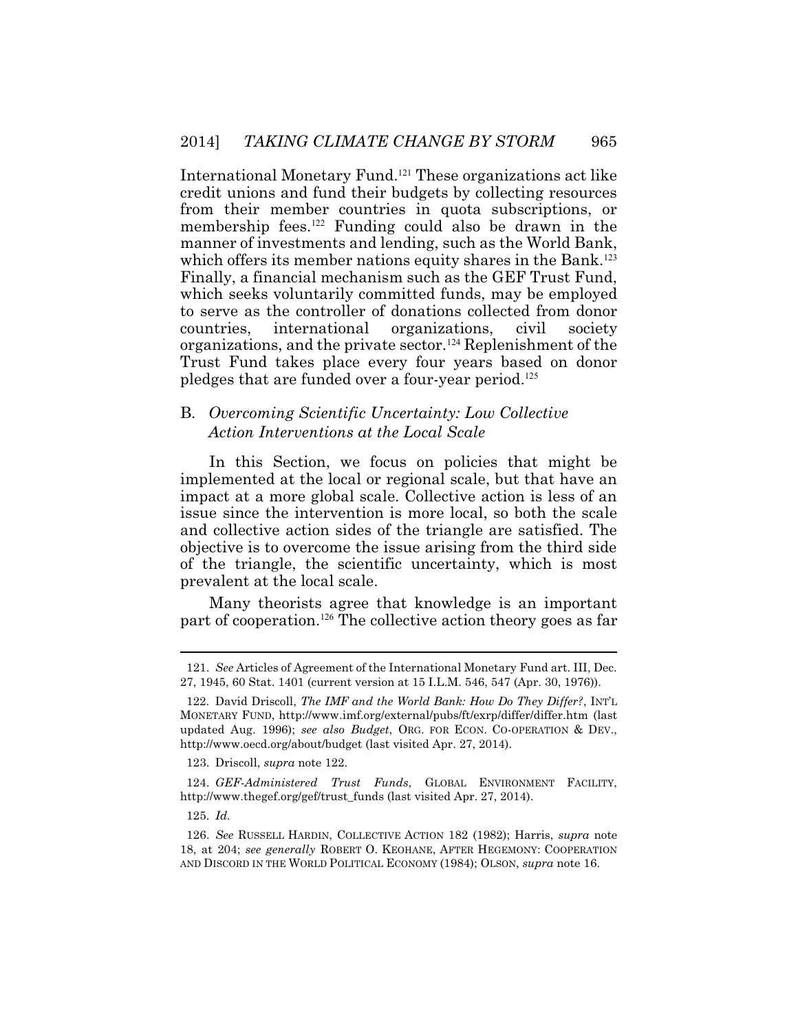International Monetary Fund.[121] These organizations act like credit unions and fund their budgets by collecting resources from their member countries in quota subscriptions, or membership fees.[122] Funding could also be drawn in the manner of investments and lending, such as the World Bank, which offers its member nations equity shares in the Bank.[123] Finally, a financial mechanism such as the GEF Trust Fund, which seeks voluntarily committed funds, may be employed to serve as the controller of donations collected from donor countries, international organizations, civil society organizations, and the private sector.[124] Replenishment of the Trust Fund takes place every four years based on donor pledges that are funded over a four-year period.[125]

### B. *Overcoming Scientific Uncertainty: Low Collective Action Interventions at the Local Scale*

In this Section, we focus on policies that might be implemented at the local or regional scale, but that have an impact at a more global scale. Collective action is less of an issue since the intervention is more local, so both the scale and collective action sides of the triangle are satisfied. The objective is to overcome the issue arising from the third side of the triangle, the scientific uncertainty, which is most prevalent at the local scale.

Many theorists agree that knowledge is an important part of cooperation.[126] The collective action theory goes as far

---

121. *See* Articles of Agreement of the International Monetary Fund art. III, Dec. 27, 1945, 60 Stat. 1401 (current version at 15 I.L.M. 546, 547 (Apr. 30, 1976)).

122. David Driscoll, *The IMF and the World Bank: How Do They Differ?*, INT'L MONETARY FUND, http://www.imf.org/external/pubs/ft/exrp/differ/differ.htm (last updated Aug. 1996); *see also Budget*, ORG. FOR ECON. CO-OPERATION & DEV., http://www.oecd.org/about/budget (last visited Apr. 27, 2014).

123. Driscoll, *supra* note 122.

124. *GEF-Administered Trust Funds*, GLOBAL ENVIRONMENT FACILITY, http://www.thegef.org/gef/trust_funds (last visited Apr. 27, 2014).

125. *Id.*

126. *See* RUSSELL HARDIN, COLLECTIVE ACTION 182 (1982); Harris, *supra* note 18, at 204; *see generally* ROBERT O. KEOHANE, AFTER HEGEMONY: COOPERATION AND DISCORD IN THE WORLD POLITICAL ECONOMY (1984); OLSON, *supra* note 16.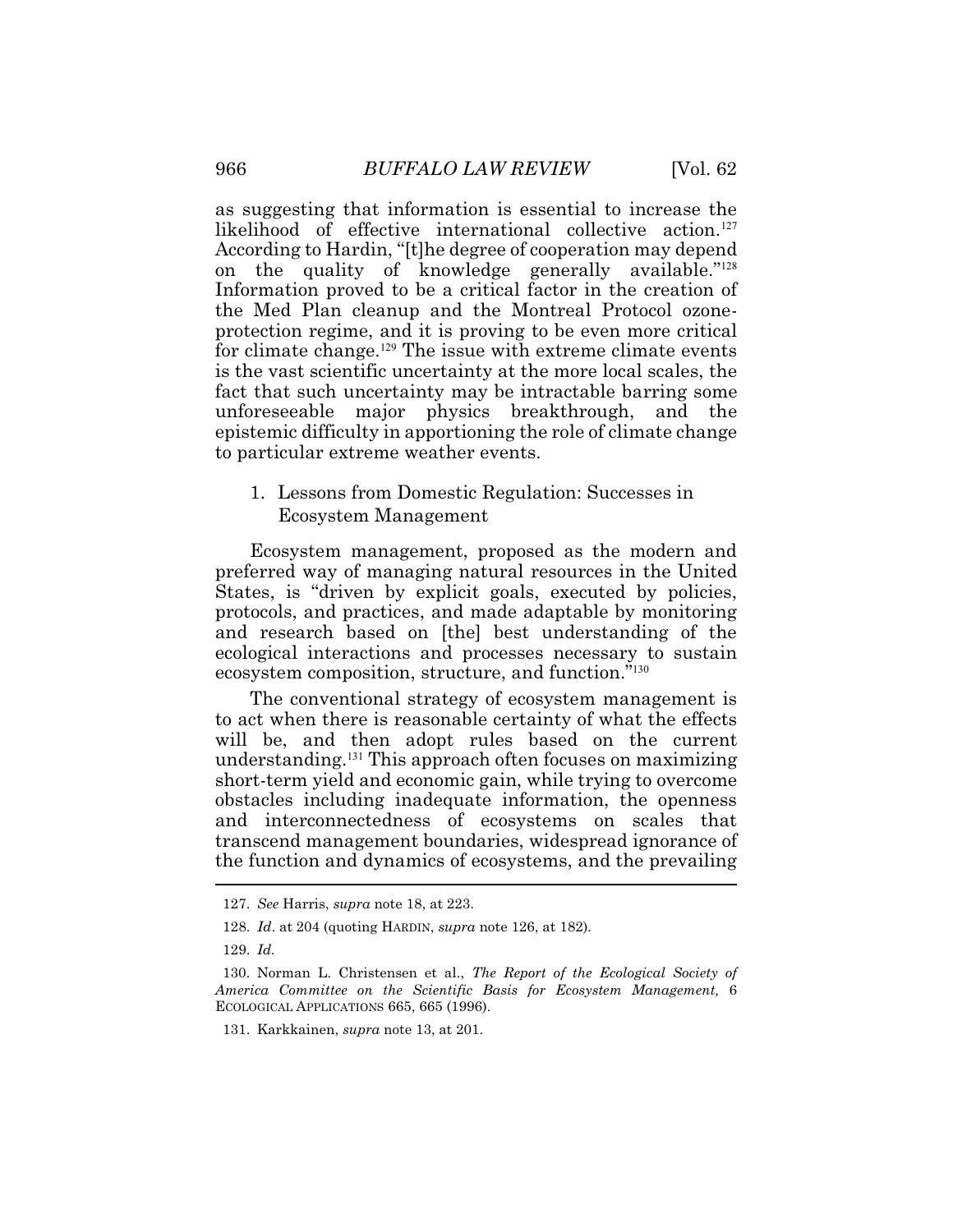as suggesting that information is essential to increase the likelihood of effective international collective action.[127] According to Hardin, "[t]he degree of cooperation may depend on the quality of knowledge generally available."[128] Information proved to be a critical factor in the creation of the Med Plan cleanup and the Montreal Protocol ozone-protection regime, and it is proving to be even more critical for climate change.[129] The issue with extreme climate events is the vast scientific uncertainty at the more local scales, the fact that such uncertainty may be intractable barring some unforeseeable major physics breakthrough, and the epistemic difficulty in apportioning the role of climate change to particular extreme weather events.

### 1. Lessons from Domestic Regulation: Successes in Ecosystem Management

Ecosystem management, proposed as the modern and preferred way of managing natural resources in the United States, is "driven by explicit goals, executed by policies, protocols, and practices, and made adaptable by monitoring and research based on [the] best understanding of the ecological interactions and processes necessary to sustain ecosystem composition, structure, and function."[130]

The conventional strategy of ecosystem management is to act when there is reasonable certainty of what the effects will be, and then adopt rules based on the current understanding.[131] This approach often focuses on maximizing short-term yield and economic gain, while trying to overcome obstacles including inadequate information, the openness and interconnectedness of ecosystems on scales that transcend management boundaries, widespread ignorance of the function and dynamics of ecosystems, and the prevailing

---

127. *See* Harris, *supra* note 18, at 223.

128. *Id*. at 204 (quoting HARDIN, *supra* note 126, at 182).

129. *Id.*

130. Norman L. Christensen et al., *The Report of the Ecological Society of America Committee on the Scientific Basis for Ecosystem Management,* 6 ECOLOGICAL APPLICATIONS 665, 665 (1996).

131. Karkkainen, *supra* note 13, at 201.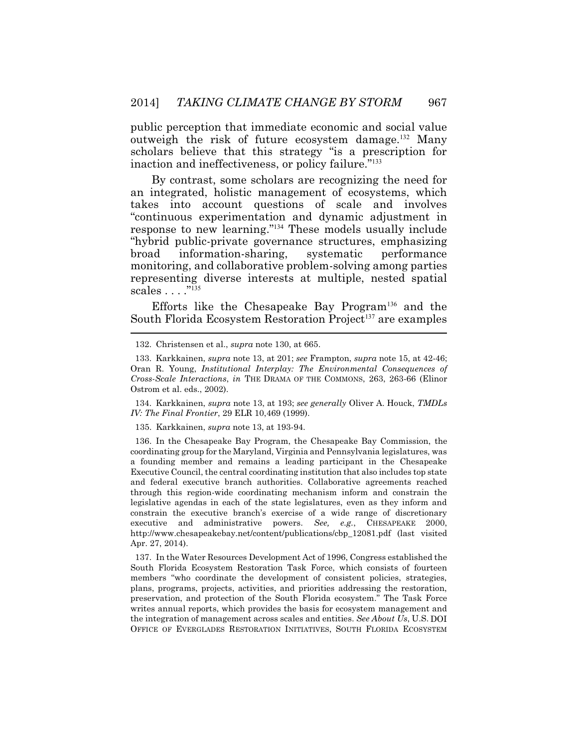public perception that immediate economic and social value outweigh the risk of future ecosystem damage.[132] Many scholars believe that this strategy "is a prescription for inaction and ineffectiveness, or policy failure."[133]

By contrast, some scholars are recognizing the need for an integrated, holistic management of ecosystems, which takes into account questions of scale and involves "continuous experimentation and dynamic adjustment in response to new learning."[134] These models usually include "hybrid public-private governance structures, emphasizing broad information-sharing, systematic performance monitoring, and collaborative problem-solving among parties representing diverse interests at multiple, nested spatial scales . . . ."[135]

Efforts like the Chesapeake Bay Program[136] and the South Florida Ecosystem Restoration Project[137] are examples

---

132. Christensen et al., *supra* note 130, at 665.

133. Karkkainen, *supra* note 13, at 201; *see* Frampton, *supra* note 15, at 42-46; Oran R. Young, *Institutional Interplay: The Environmental Consequences of Cross-Scale Interactions*, *in* THE DRAMA OF THE COMMONS, 263, 263-66 (Elinor Ostrom et al. eds., 2002).

134. Karkkainen, *supra* note 13, at 193; *see generally* Oliver A. Houck, *TMDLs IV: The Final Frontier*, 29 ELR 10,469 (1999).

135. Karkkainen, *supra* note 13, at 193-94.

136. In the Chesapeake Bay Program, the Chesapeake Bay Commission, the coordinating group for the Maryland, Virginia and Pennsylvania legislatures, was a founding member and remains a leading participant in the Chesapeake Executive Council, the central coordinating institution that also includes top state and federal executive branch authorities. Collaborative agreements reached through this region-wide coordinating mechanism inform and constrain the legislative agendas in each of the state legislatures, even as they inform and constrain the executive branch's exercise of a wide range of discretionary executive and administrative powers. *See, e.g.*, CHESAPEAKE 2000, http://www.chesapeakebay.net/content/publications/cbp_12081.pdf (last visited Apr. 27, 2014).

137. In the Water Resources Development Act of 1996, Congress established the South Florida Ecosystem Restoration Task Force, which consists of fourteen members "who coordinate the development of consistent policies, strategies, plans, programs, projects, activities, and priorities addressing the restoration, preservation, and protection of the South Florida ecosystem." The Task Force writes annual reports, which provides the basis for ecosystem management and the integration of management across scales and entities. *See About Us*, U.S. DOI OFFICE OF EVERGLADES RESTORATION INITIATIVES, SOUTH FLORIDA ECOSYSTEM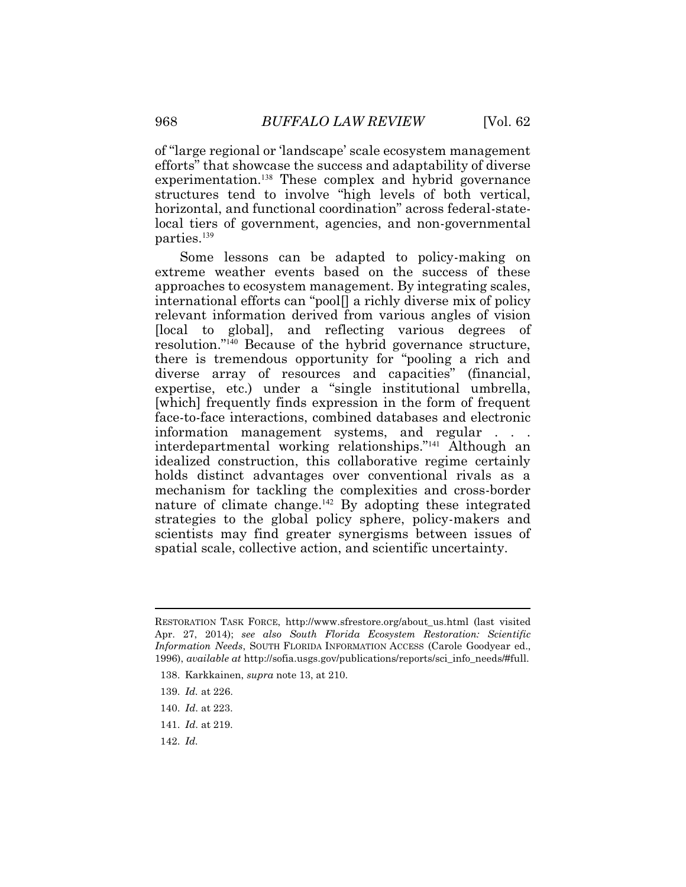of "large regional or 'landscape' scale ecosystem management efforts" that showcase the success and adaptability of diverse experimentation.[138] These complex and hybrid governance structures tend to involve "high levels of both vertical, horizontal, and functional coordination" across federal-state-local tiers of government, agencies, and non-governmental parties.[139]

Some lessons can be adapted to policy-making on extreme weather events based on the success of these approaches to ecosystem management. By integrating scales, international efforts can "pool[] a richly diverse mix of policy relevant information derived from various angles of vision [local to global], and reflecting various degrees of resolution."[140] Because of the hybrid governance structure, there is tremendous opportunity for "pooling a rich and diverse array of resources and capacities" (financial, expertise, etc.) under a "single institutional umbrella, [which] frequently finds expression in the form of frequent face-to-face interactions, combined databases and electronic information management systems, and regular . . . interdepartmental working relationships."[141] Although an idealized construction, this collaborative regime certainly holds distinct advantages over conventional rivals as a mechanism for tackling the complexities and cross-border nature of climate change.[142] By adopting these integrated strategies to the global policy sphere, policy-makers and scientists may find greater synergisms between issues of spatial scale, collective action, and scientific uncertainty.

---

RESTORATION TASK FORCE, http://www.sfrestore.org/about_us.html (last visited Apr. 27, 2014); *see also South Florida Ecosystem Restoration: Scientific Information Needs*, SOUTH FLORIDA INFORMATION ACCESS (Carole Goodyear ed., 1996), *available at* http://sofia.usgs.gov/publications/reports/sci_info_needs/#full.

138. Karkkainen, *supra* note 13, at 210.

139. *Id.* at 226.

140. *Id.* at 223.

141. *Id.* at 219.

142. *Id.*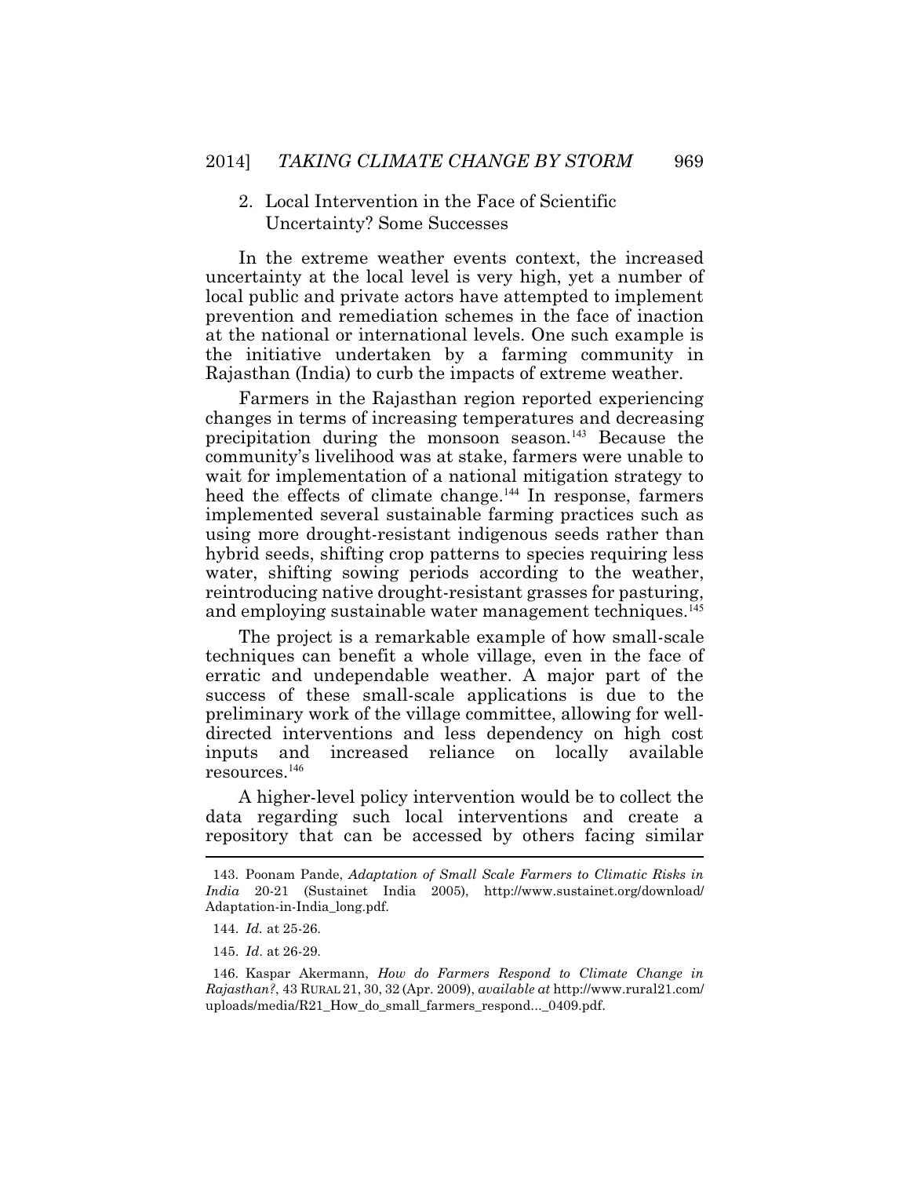### 2. Local Intervention in the Face of Scientific Uncertainty? Some Successes

In the extreme weather events context, the increased uncertainty at the local level is very high, yet a number of local public and private actors have attempted to implement prevention and remediation schemes in the face of inaction at the national or international levels. One such example is the initiative undertaken by a farming community in Rajasthan (India) to curb the impacts of extreme weather.

Farmers in the Rajasthan region reported experiencing changes in terms of increasing temperatures and decreasing precipitation during the monsoon season.[143] Because the community's livelihood was at stake, farmers were unable to wait for implementation of a national mitigation strategy to heed the effects of climate change.[144] In response, farmers implemented several sustainable farming practices such as using more drought-resistant indigenous seeds rather than hybrid seeds, shifting crop patterns to species requiring less water, shifting sowing periods according to the weather, reintroducing native drought-resistant grasses for pasturing, and employing sustainable water management techniques.[145]

The project is a remarkable example of how small-scale techniques can benefit a whole village, even in the face of erratic and undependable weather. A major part of the success of these small-scale applications is due to the preliminary work of the village committee, allowing for well-directed interventions and less dependency on high cost inputs and increased reliance on locally available resources.[146]

A higher-level policy intervention would be to collect the data regarding such local interventions and create a repository that can be accessed by others facing similar

---

143. Poonam Pande, *Adaptation of Small Scale Farmers to Climatic Risks in India* 20-21 (Sustainet India 2005), http://www.sustainet.org/download/Adaptation-in-India_long.pdf.

144. *Id.* at 25-26.

145. *Id.* at 26-29.

146. Kaspar Akermann, *How do Farmers Respond to Climate Change in Rajasthan?*, 43 RURAL 21, 30, 32 (Apr. 2009), *available at* http://www.rural21.com/uploads/media/R21_How_do_small_farmers_respond..._0409.pdf.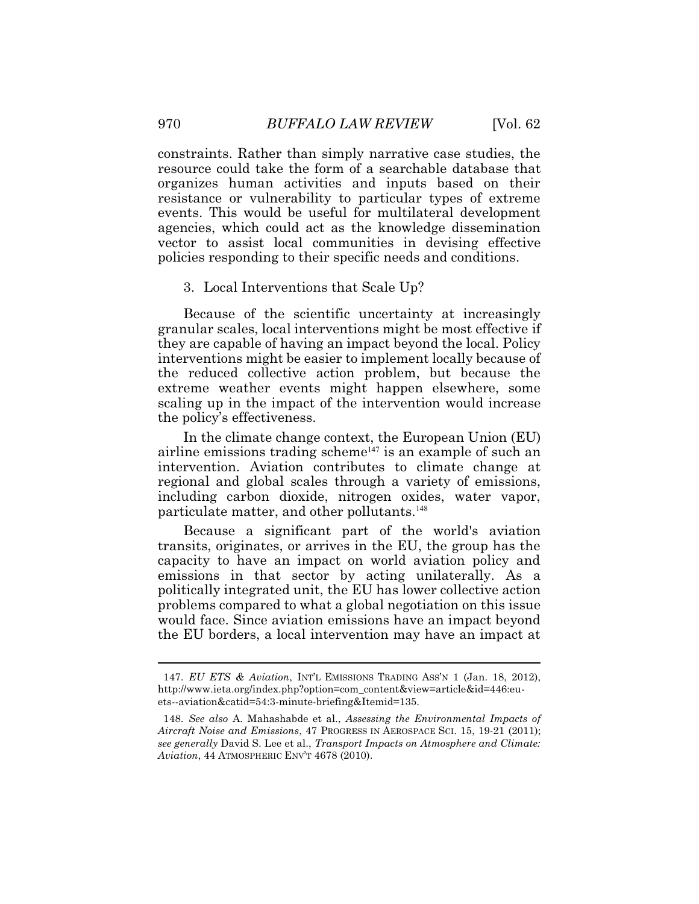constraints. Rather than simply narrative case studies, the resource could take the form of a searchable database that organizes human activities and inputs based on their resistance or vulnerability to particular types of extreme events. This would be useful for multilateral development agencies, which could act as the knowledge dissemination vector to assist local communities in devising effective policies responding to their specific needs and conditions.

### 3. Local Interventions that Scale Up?

Because of the scientific uncertainty at increasingly granular scales, local interventions might be most effective if they are capable of having an impact beyond the local. Policy interventions might be easier to implement locally because of the reduced collective action problem, but because the extreme weather events might happen elsewhere, some scaling up in the impact of the intervention would increase the policy's effectiveness.

In the climate change context, the European Union (EU) airline emissions trading scheme[147] is an example of such an intervention. Aviation contributes to climate change at regional and global scales through a variety of emissions, including carbon dioxide, nitrogen oxides, water vapor, particulate matter, and other pollutants.[148]

Because a significant part of the world's aviation transits, originates, or arrives in the EU, the group has the capacity to have an impact on world aviation policy and emissions in that sector by acting unilaterally. As a politically integrated unit, the EU has lower collective action problems compared to what a global negotiation on this issue would face. Since aviation emissions have an impact beyond the EU borders, a local intervention may have an impact at

---

147. *EU ETS & Aviation*, INT'L EMISSIONS TRADING ASS'N 1 (Jan. 18, 2012), http://www.ieta.org/index.php?option=com_content&view=article&id=446:eu-ets--aviation&catid=54:3-minute-briefing&Itemid=135.

148. *See also* A. Mahashabde et al., *Assessing the Environmental Impacts of Aircraft Noise and Emissions*, 47 PROGRESS IN AEROSPACE SCI. 15, 19-21 (2011); *see generally* David S. Lee et al., *Transport Impacts on Atmosphere and Climate: Aviation*, 44 ATMOSPHERIC ENV'T 4678 (2010).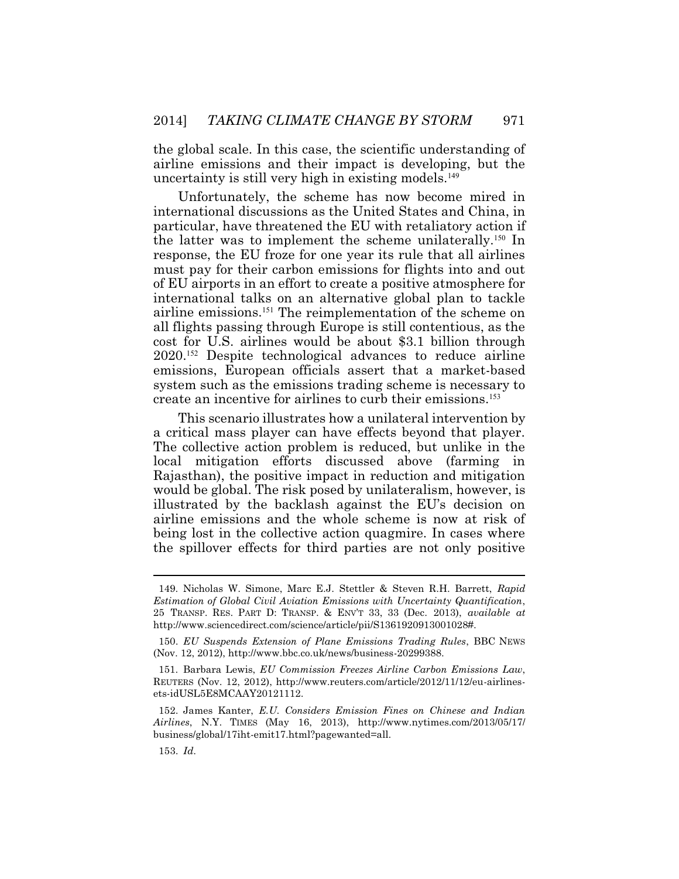the global scale. In this case, the scientific understanding of airline emissions and their impact is developing, but the uncertainty is still very high in existing models.[149]

Unfortunately, the scheme has now become mired in international discussions as the United States and China, in particular, have threatened the EU with retaliatory action if the latter was to implement the scheme unilaterally.[150] In response, the EU froze for one year its rule that all airlines must pay for their carbon emissions for flights into and out of EU airports in an effort to create a positive atmosphere for international talks on an alternative global plan to tackle airline emissions.[151] The reimplementation of the scheme on all flights passing through Europe is still contentious, as the cost for U.S. airlines would be about $3.1 billion through 2020.[152] Despite technological advances to reduce airline emissions, European officials assert that a market-based system such as the emissions trading scheme is necessary to create an incentive for airlines to curb their emissions.[153]

This scenario illustrates how a unilateral intervention by a critical mass player can have effects beyond that player. The collective action problem is reduced, but unlike in the local mitigation efforts discussed above (farming in Rajasthan), the positive impact in reduction and mitigation would be global. The risk posed by unilateralism, however, is illustrated by the backlash against the EU's decision on airline emissions and the whole scheme is now at risk of being lost in the collective action quagmire. In cases where the spillover effects for third parties are not only positive

---

149. Nicholas W. Simone, Marc E.J. Stettler & Steven R.H. Barrett, *Rapid Estimation of Global Civil Aviation Emissions with Uncertainty Quantification*, 25 TRANSP. RES. PART D: TRANSP. & ENV'T 33, 33 (Dec. 2013), *available at* http://www.sciencedirect.com/science/article/pii/S1361920913001028#.

150. *EU Suspends Extension of Plane Emissions Trading Rules*, BBC NEWS (Nov. 12, 2012), http://www.bbc.co.uk/news/business-20299388.

151. Barbara Lewis, *EU Commission Freezes Airline Carbon Emissions Law*, REUTERS (Nov. 12, 2012), http://www.reuters.com/article/2012/11/12/eu-airlines-ets-idUSL5E8MCAAY20121112.

152. James Kanter, *E.U. Considers Emission Fines on Chinese and Indian Airlines*, N.Y. TIMES (May 16, 2013), http://www.nytimes.com/2013/05/17/business/global/17iht-emit17.html?pagewanted=all.

153. *Id.*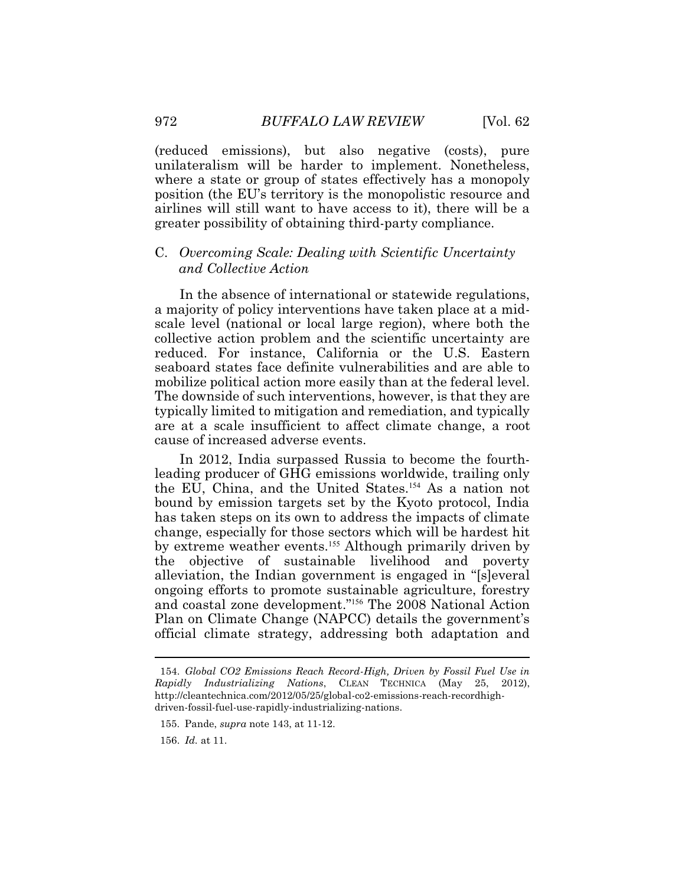(reduced emissions), but also negative (costs), pure unilateralism will be harder to implement. Nonetheless, where a state or group of states effectively has a monopoly position (the EU's territory is the monopolistic resource and airlines will still want to have access to it), there will be a greater possibility of obtaining third-party compliance.

### C. *Overcoming Scale: Dealing with Scientific Uncertainty and Collective Action*

In the absence of international or statewide regulations, a majority of policy interventions have taken place at a mid-scale level (national or local large region), where both the collective action problem and the scientific uncertainty are reduced. For instance, California or the U.S. Eastern seaboard states face definite vulnerabilities and are able to mobilize political action more easily than at the federal level. The downside of such interventions, however, is that they are typically limited to mitigation and remediation, and typically are at a scale insufficient to affect climate change, a root cause of increased adverse events.

In 2012, India surpassed Russia to become the fourth-leading producer of GHG emissions worldwide, trailing only the EU, China, and the United States.[154] As a nation not bound by emission targets set by the Kyoto protocol, India has taken steps on its own to address the impacts of climate change, especially for those sectors which will be hardest hit by extreme weather events.[155] Although primarily driven by the objective of sustainable livelihood and poverty alleviation, the Indian government is engaged in "[s]everal ongoing efforts to promote sustainable agriculture, forestry and coastal zone development."[156] The 2008 National Action Plan on Climate Change (NAPCC) details the government's official climate strategy, addressing both adaptation and

---

154. *Global CO2 Emissions Reach Record-High, Driven by Fossil Fuel Use in Rapidly Industrializing Nations*, CLEAN TECHNICA (May 25, 2012), http://cleantechnica.com/2012/05/25/global-co2-emissions-reach-recordhigh-driven-fossil-fuel-use-rapidly-industrializing-nations.

155. Pande, *supra* note 143, at 11-12.

156. *Id.* at 11.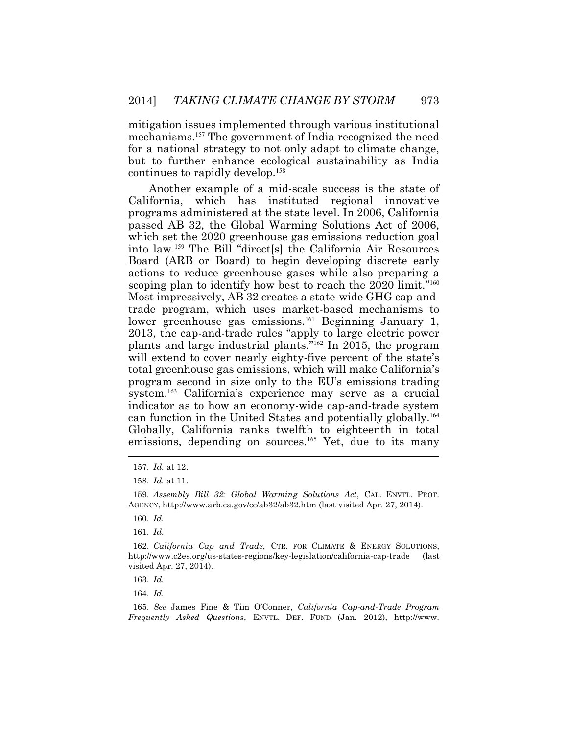mitigation issues implemented through various institutional mechanisms.[157] The government of India recognized the need for a national strategy to not only adapt to climate change, but to further enhance ecological sustainability as India continues to rapidly develop.[158]

Another example of a mid-scale success is the state of California, which has instituted regional innovative programs administered at the state level. In 2006, California passed AB 32, the Global Warming Solutions Act of 2006, which set the 2020 greenhouse gas emissions reduction goal into law.[159] The Bill "direct[s] the California Air Resources Board (ARB or Board) to begin developing discrete early actions to reduce greenhouse gases while also preparing a scoping plan to identify how best to reach the 2020 limit."[160] Most impressively, AB 32 creates a state-wide GHG cap-and-trade program, which uses market-based mechanisms to lower greenhouse gas emissions.[161] Beginning January 1, 2013, the cap-and-trade rules "apply to large electric power plants and large industrial plants."[162] In 2015, the program will extend to cover nearly eighty-five percent of the state's total greenhouse gas emissions, which will make California's program second in size only to the EU's emissions trading system.[163] California's experience may serve as a crucial indicator as to how an economy-wide cap-and-trade system can function in the United States and potentially globally.[164] Globally, California ranks twelfth to eighteenth in total emissions, depending on sources.[165] Yet, due to its many

---

157. *Id.* at 12.

158. *Id.* at 11.

159. *Assembly Bill 32: Global Warming Solutions Act*, CAL. ENVTL. PROT. AGENCY, http://www.arb.ca.gov/cc/ab32/ab32.htm (last visited Apr. 27, 2014).

160. *Id.*

161. *Id.*

162. *California Cap and Trade*, CTR. FOR CLIMATE & ENERGY SOLUTIONS, http://www.c2es.org/us-states-regions/key-legislation/california-cap-trade (last visited Apr. 27, 2014).

163. *Id.*

164. *Id.*

165. *See* James Fine & Tim O'Conner, *California Cap-and-Trade Program Frequently Asked Questions*, ENVTL. DEF. FUND (Jan. 2012), http://www.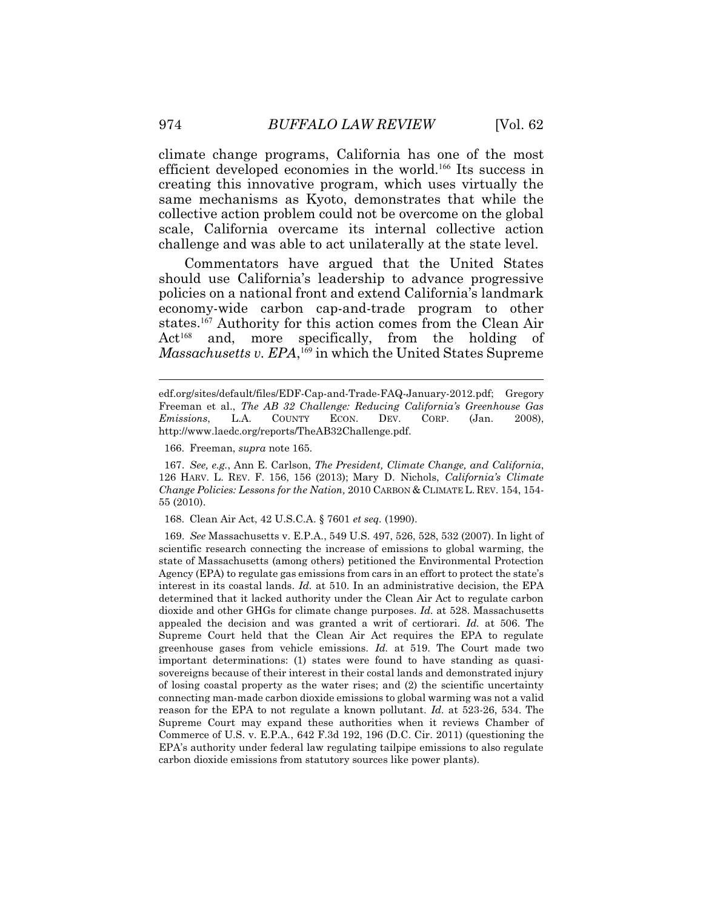climate change programs, California has one of the most efficient developed economies in the world.[166] Its success in creating this innovative program, which uses virtually the same mechanisms as Kyoto, demonstrates that while the collective action problem could not be overcome on the global scale, California overcame its internal collective action challenge and was able to act unilaterally at the state level.

Commentators have argued that the United States should use California's leadership to advance progressive policies on a national front and extend California's landmark economy-wide carbon cap-and-trade program to other states.[167] Authority for this action comes from the Clean Air Act[168] and, more specifically, from the holding of *Massachusetts v. EPA*,[169] in which the United States Supreme

---

edf.org/sites/default/files/EDF-Cap-and-Trade-FAQ-January-2012.pdf; Gregory Freeman et al., *The AB 32 Challenge: Reducing California's Greenhouse Gas Emissions*, L.A. COUNTY ECON. DEV. CORP. (Jan. 2008), http://www.laedc.org/reports/TheAB32Challenge.pdf.

166. Freeman, *supra* note 165.

167. *See, e.g.*, Ann E. Carlson, *The President, Climate Change, and California*, 126 HARV. L. REV. F. 156, 156 (2013); Mary D. Nichols, *California's Climate Change Policies: Lessons for the Nation,* 2010 CARBON & CLIMATE L. REV. 154, 154-55 (2010).

168. Clean Air Act, 42 U.S.C.A. § 7601 *et seq.* (1990).

169. *See* Massachusetts v. E.P.A., 549 U.S. 497, 526, 528, 532 (2007). In light of scientific research connecting the increase of emissions to global warming, the state of Massachusetts (among others) petitioned the Environmental Protection Agency (EPA) to regulate gas emissions from cars in an effort to protect the state's interest in its coastal lands. *Id.* at 510. In an administrative decision, the EPA determined that it lacked authority under the Clean Air Act to regulate carbon dioxide and other GHGs for climate change purposes. *Id.* at 528. Massachusetts appealed the decision and was granted a writ of certiorari. *Id.* at 506. The Supreme Court held that the Clean Air Act requires the EPA to regulate greenhouse gases from vehicle emissions. *Id.* at 519. The Court made two important determinations: (1) states were found to have standing as quasi-sovereigns because of their interest in their costal lands and demonstrated injury of losing coastal property as the water rises; and (2) the scientific uncertainty connecting man-made carbon dioxide emissions to global warming was not a valid reason for the EPA to not regulate a known pollutant. *Id.* at 523-26, 534. The Supreme Court may expand these authorities when it reviews Chamber of Commerce of U.S. v. E.P.A., 642 F.3d 192, 196 (D.C. Cir. 2011) (questioning the EPA's authority under federal law regulating tailpipe emissions to also regulate carbon dioxide emissions from statutory sources like power plants).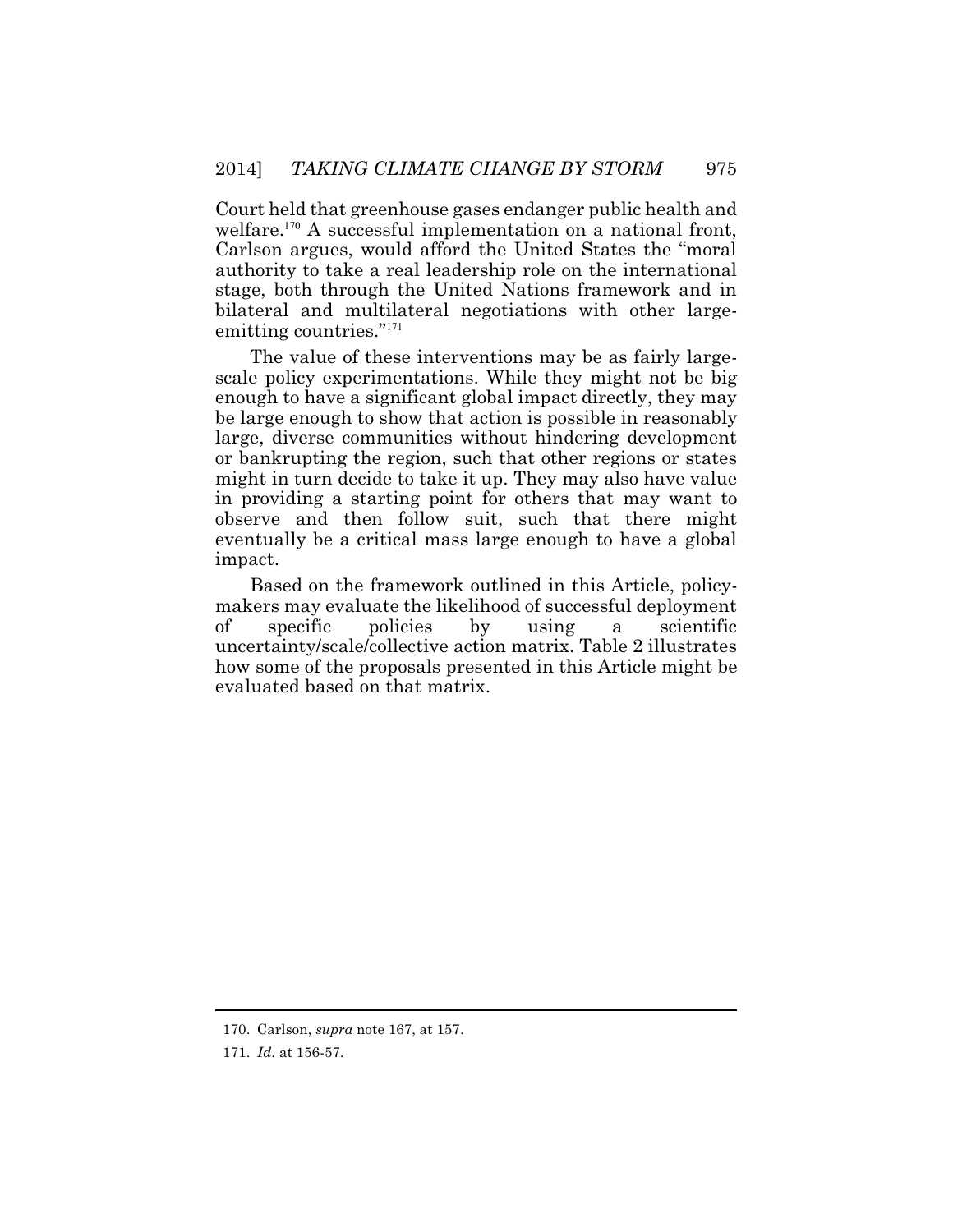Court held that greenhouse gases endanger public health and welfare.[170] A successful implementation on a national front, Carlson argues, would afford the United States the "moral authority to take a real leadership role on the international stage, both through the United Nations framework and in bilateral and multilateral negotiations with other large-emitting countries."[171]

The value of these interventions may be as fairly large-scale policy experimentations. While they might not be big enough to have a significant global impact directly, they may be large enough to show that action is possible in reasonably large, diverse communities without hindering development or bankrupting the region, such that other regions or states might in turn decide to take it up. They may also have value in providing a starting point for others that may want to observe and then follow suit, such that there might eventually be a critical mass large enough to have a global impact.

Based on the framework outlined in this Article, policy-makers may evaluate the likelihood of successful deployment of specific policies by using a scientific uncertainty/scale/collective action matrix. Table 2 illustrates how some of the proposals presented in this Article might be evaluated based on that matrix.

---

170. Carlson, *supra* note 167, at 157.

171. *Id*. at 156-57.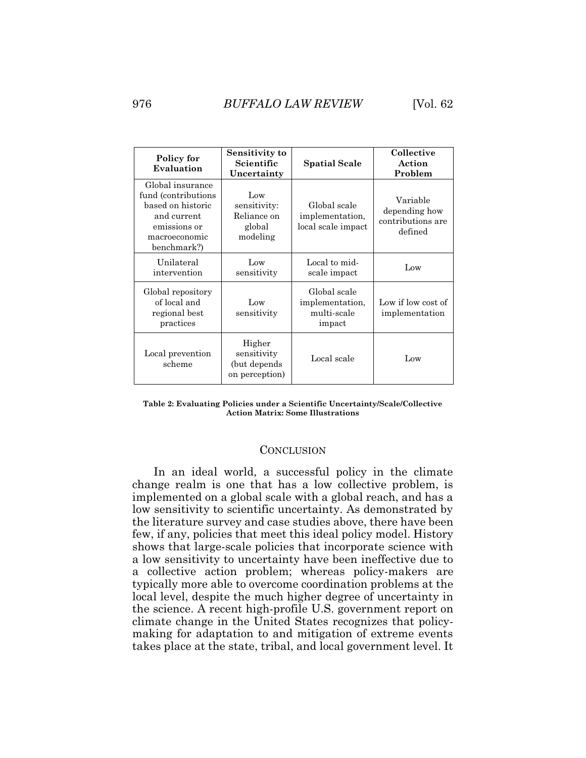| Policy for Evaluation | Sensitivity to Scientific Uncertainty | Spatial Scale | Collective Action Problem |
|---|---|---|---|
| Global insurance fund (contributions based on historic and current emissions or macroeconomic benchmark?) | Low sensitivity: Reliance on global modeling | Global scale implementation, local scale impact | Variable depending how contributions are defined |
| Unilateral intervention | Low sensitivity | Local to mid-scale impact | Low |
| Global repository of local and regional best practices | Low sensitivity | Global scale implementation, multi-scale impact | Low if low cost of implementation |
| Local prevention scheme | Higher sensitivity (but depends on perception) | Local scale | Low |

**Table 2: Evaluating Policies under a Scientific Uncertainty/Scale/Collective Action Matrix: Some Illustrations**

## CONCLUSION

In an ideal world, a successful policy in the climate change realm is one that has a low collective problem, is implemented on a global scale with a global reach, and has a low sensitivity to scientific uncertainty. As demonstrated by the literature survey and case studies above, there have been few, if any, policies that meet this ideal policy model. History shows that large-scale policies that incorporate science with a low sensitivity to uncertainty have been ineffective due to a collective action problem; whereas policy-makers are typically more able to overcome coordination problems at the local level, despite the much higher degree of uncertainty in the science. A recent high-profile U.S. government report on climate change in the United States recognizes that policy-making for adaptation to and mitigation of extreme events takes place at the state, tribal, and local government level. It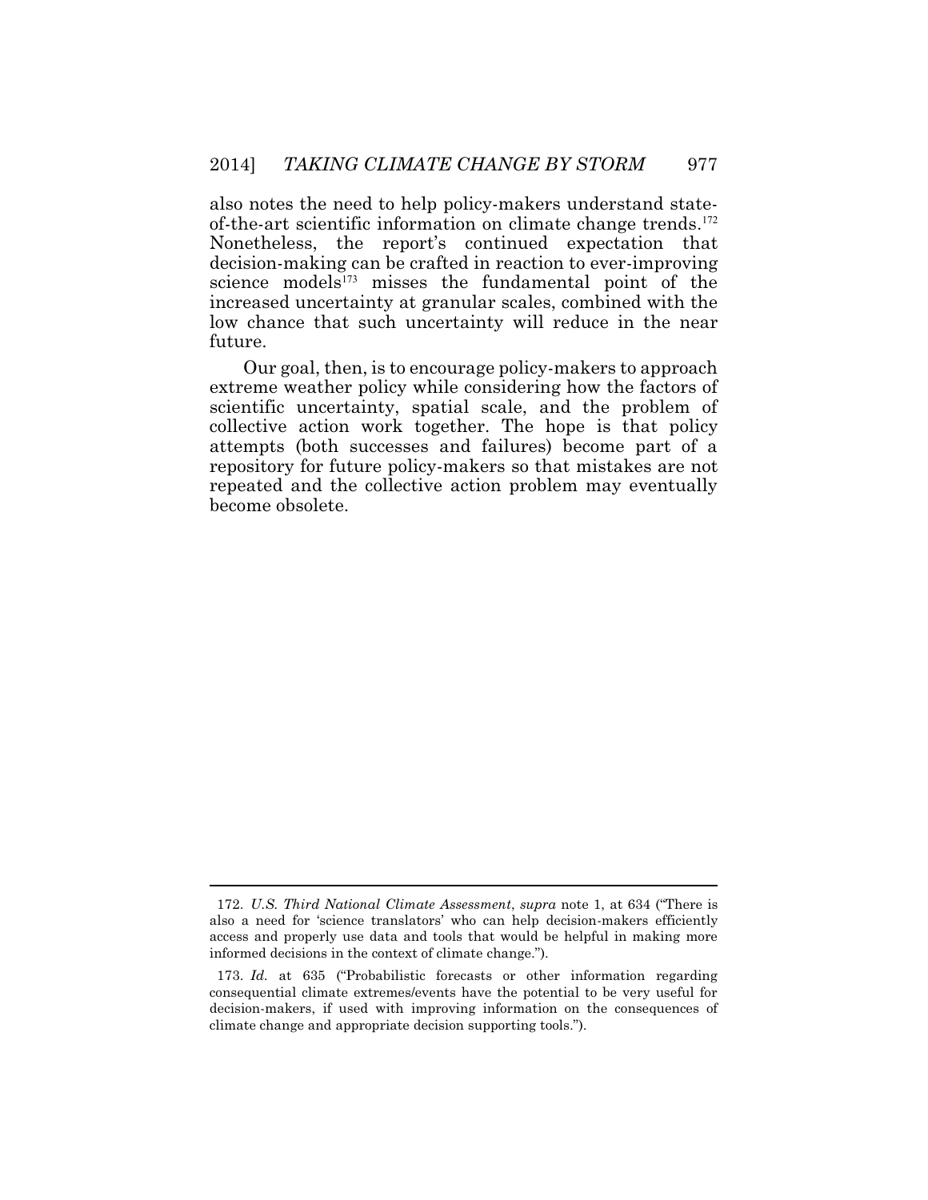also notes the need to help policy-makers understand state-of-the-art scientific information on climate change trends.[172] Nonetheless, the report's continued expectation that decision-making can be crafted in reaction to ever-improving science models[173] misses the fundamental point of the increased uncertainty at granular scales, combined with the low chance that such uncertainty will reduce in the near future.

Our goal, then, is to encourage policy-makers to approach extreme weather policy while considering how the factors of scientific uncertainty, spatial scale, and the problem of collective action work together. The hope is that policy attempts (both successes and failures) become part of a repository for future policy-makers so that mistakes are not repeated and the collective action problem may eventually become obsolete.

---

172. *U.S. Third National Climate Assessment*, *supra* note 1, at 634 ("There is also a need for 'science translators' who can help decision-makers efficiently access and properly use data and tools that would be helpful in making more informed decisions in the context of climate change.").

173. *Id.* at 635 ("Probabilistic forecasts or other information regarding consequential climate extremes/events have the potential to be very useful for decision-makers, if used with improving information on the consequences of climate change and appropriate decision supporting tools.").